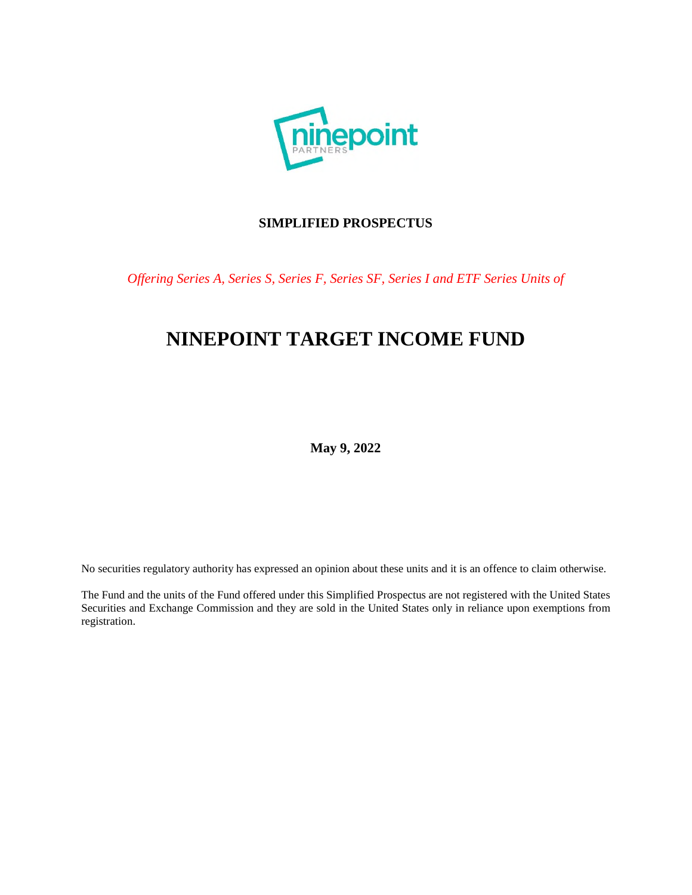**SIMPLIFIED PROSPECTUS**

*Offering Series A, Series S, Series F, Series SF, Series I and ETF Series Units of*

# NINEPOINT TARGET INCOME FUND

**May 9, 2022**

No securities regulatory authority has expressed an opinion about these units and it is an offence to claim otherwise.

The Fund and the units of the Fund offered under this Simplified Prospectus are not registered with the United States Securities and Exchange Commission and they are sold in the United States only in reliance upon exemptions from registration.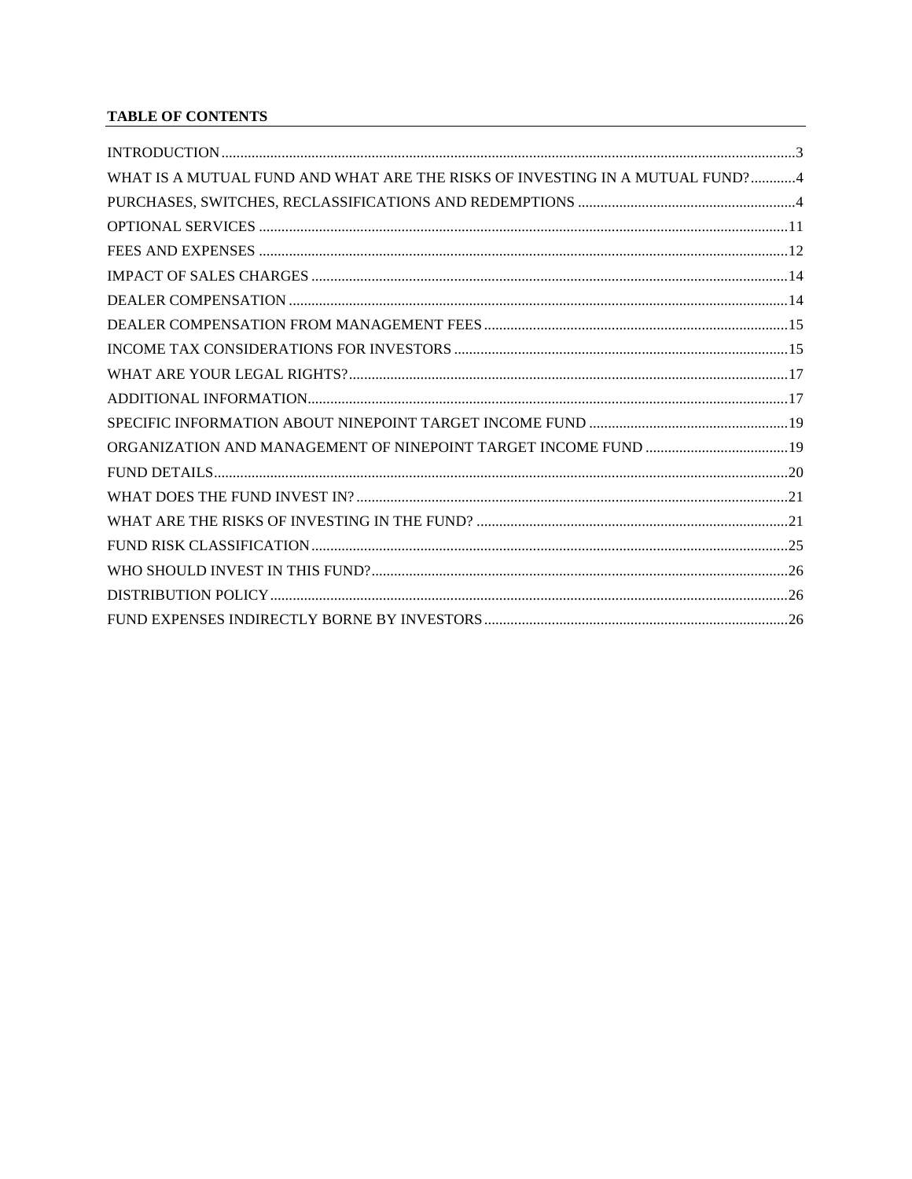**TABLE OF CONTENTS**

INTRODUCTION ........................................................................................................................................3
WHAT IS A MUTUAL FUND AND WHAT ARE THE RISKS OF INVESTING IN A MUTUAL FUND? ............4
PURCHASES, SWITCHES, RECLASSIFICATIONS AND REDEMPTIONS ..........................................................4
OPTIONAL SERVICES ...........................................................................................................................11
FEES AND EXPENSES ...........................................................................................................................12
IMPACT OF SALES CHARGES .................................................................................................................14
DEALER COMPENSATION ......................................................................................................................14
DEALER COMPENSATION FROM MANAGEMENT FEES ................................................................................15
INCOME TAX CONSIDERATIONS FOR INVESTORS .......................................................................................15
WHAT ARE YOUR LEGAL RIGHTS? ..........................................................................................................17
ADDITIONAL INFORMATION ....................................................................................................................17
SPECIFIC INFORMATION ABOUT NINEPOINT TARGET INCOME FUND .....................................................19
ORGANIZATION AND MANAGEMENT OF NINEPOINT TARGET INCOME FUND ......................................19
FUND DETAILS .......................................................................................................................................20
WHAT DOES THE FUND INVEST IN? ..........................................................................................................21
WHAT ARE THE RISKS OF INVESTING IN THE FUND? ...................................................................................21
FUND RISK CLASSIFICATION ..................................................................................................................25
WHO SHOULD INVEST IN THIS FUND? ......................................................................................................26
DISTRIBUTION POLICY ............................................................................................................................26
FUND EXPENSES INDIRECTLY BORNE BY INVESTORS ................................................................................26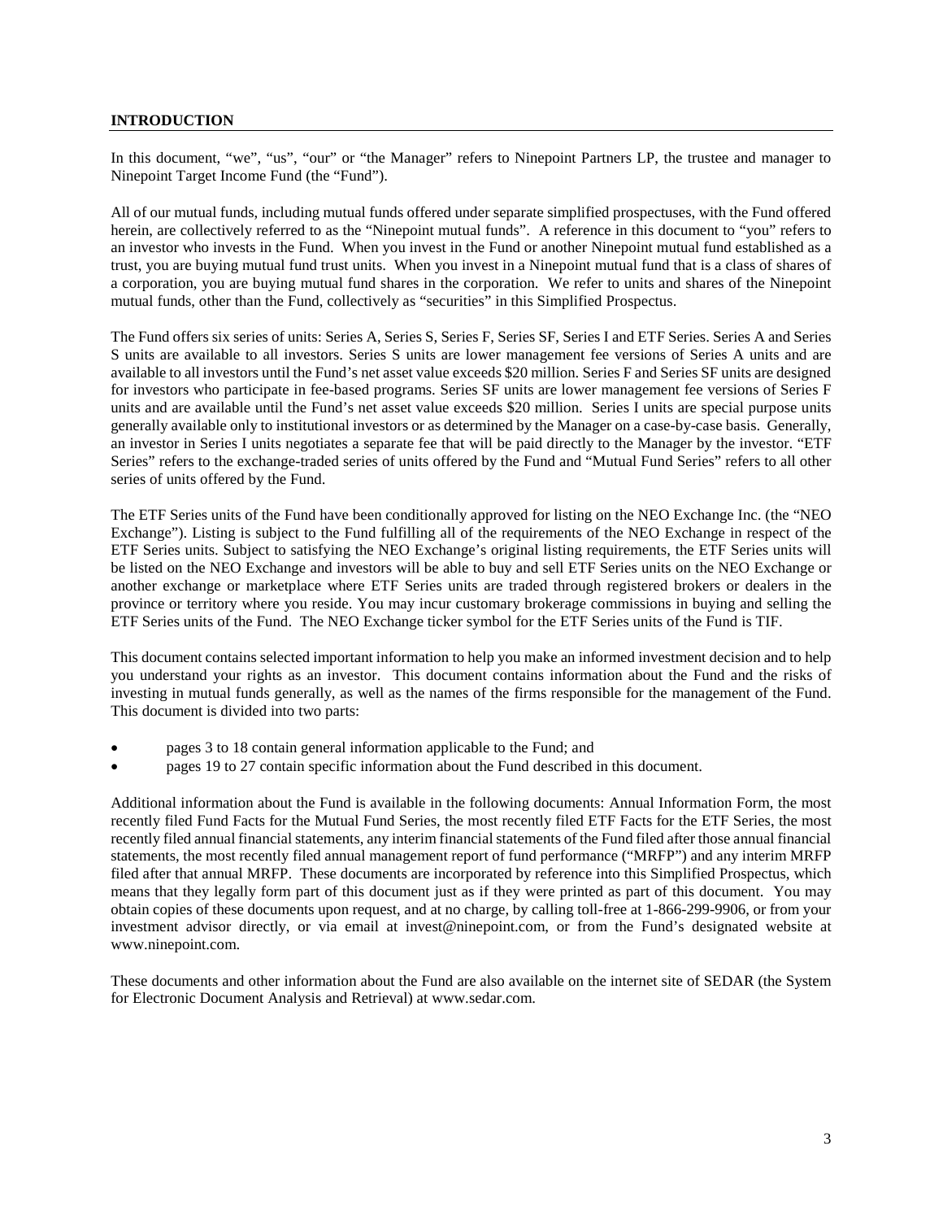## INTRODUCTION

In this document, "we", "us", "our" or "the Manager" refers to Ninepoint Partners LP, the trustee and manager to Ninepoint Target Income Fund (the "Fund").

All of our mutual funds, including mutual funds offered under separate simplified prospectuses, with the Fund offered herein, are collectively referred to as the "Ninepoint mutual funds". A reference in this document to "you" refers to an investor who invests in the Fund. When you invest in the Fund or another Ninepoint mutual fund established as a trust, you are buying mutual fund trust units. When you invest in a Ninepoint mutual fund that is a class of shares of a corporation, you are buying mutual fund shares in the corporation. We refer to units and shares of the Ninepoint mutual funds, other than the Fund, collectively as "securities" in this Simplified Prospectus.

The Fund offers six series of units: Series A, Series S, Series F, Series SF, Series I and ETF Series. Series A and Series S units are available to all investors. Series S units are lower management fee versions of Series A units and are available to all investors until the Fund's net asset value exceeds $20 million. Series F and Series SF units are designed for investors who participate in fee-based programs. Series SF units are lower management fee versions of Series F units and are available until the Fund's net asset value exceeds $20 million. Series I units are special purpose units generally available only to institutional investors or as determined by the Manager on a case-by-case basis. Generally, an investor in Series I units negotiates a separate fee that will be paid directly to the Manager by the investor. "ETF Series" refers to the exchange-traded series of units offered by the Fund and "Mutual Fund Series" refers to all other series of units offered by the Fund.

The ETF Series units of the Fund have been conditionally approved for listing on the NEO Exchange Inc. (the "NEO Exchange"). Listing is subject to the Fund fulfilling all of the requirements of the NEO Exchange in respect of the ETF Series units. Subject to satisfying the NEO Exchange's original listing requirements, the ETF Series units will be listed on the NEO Exchange and investors will be able to buy and sell ETF Series units on the NEO Exchange or another exchange or marketplace where ETF Series units are traded through registered brokers or dealers in the province or territory where you reside. You may incur customary brokerage commissions in buying and selling the ETF Series units of the Fund. The NEO Exchange ticker symbol for the ETF Series units of the Fund is TIF.

This document contains selected important information to help you make an informed investment decision and to help you understand your rights as an investor. This document contains information about the Fund and the risks of investing in mutual funds generally, as well as the names of the firms responsible for the management of the Fund. This document is divided into two parts:

- pages 3 to 18 contain general information applicable to the Fund; and
- pages 19 to 27 contain specific information about the Fund described in this document.

Additional information about the Fund is available in the following documents: Annual Information Form, the most recently filed Fund Facts for the Mutual Fund Series, the most recently filed ETF Facts for the ETF Series, the most recently filed annual financial statements, any interim financial statements of the Fund filed after those annual financial statements, the most recently filed annual management report of fund performance ("MRFP") and any interim MRFP filed after that annual MRFP. These documents are incorporated by reference into this Simplified Prospectus, which means that they legally form part of this document just as if they were printed as part of this document. You may obtain copies of these documents upon request, and at no charge, by calling toll-free at 1-866-299-9906, or from your investment advisor directly, or via email at invest@ninepoint.com, or from the Fund's designated website at www.ninepoint.com.

These documents and other information about the Fund are also available on the internet site of SEDAR (the System for Electronic Document Analysis and Retrieval) at www.sedar.com.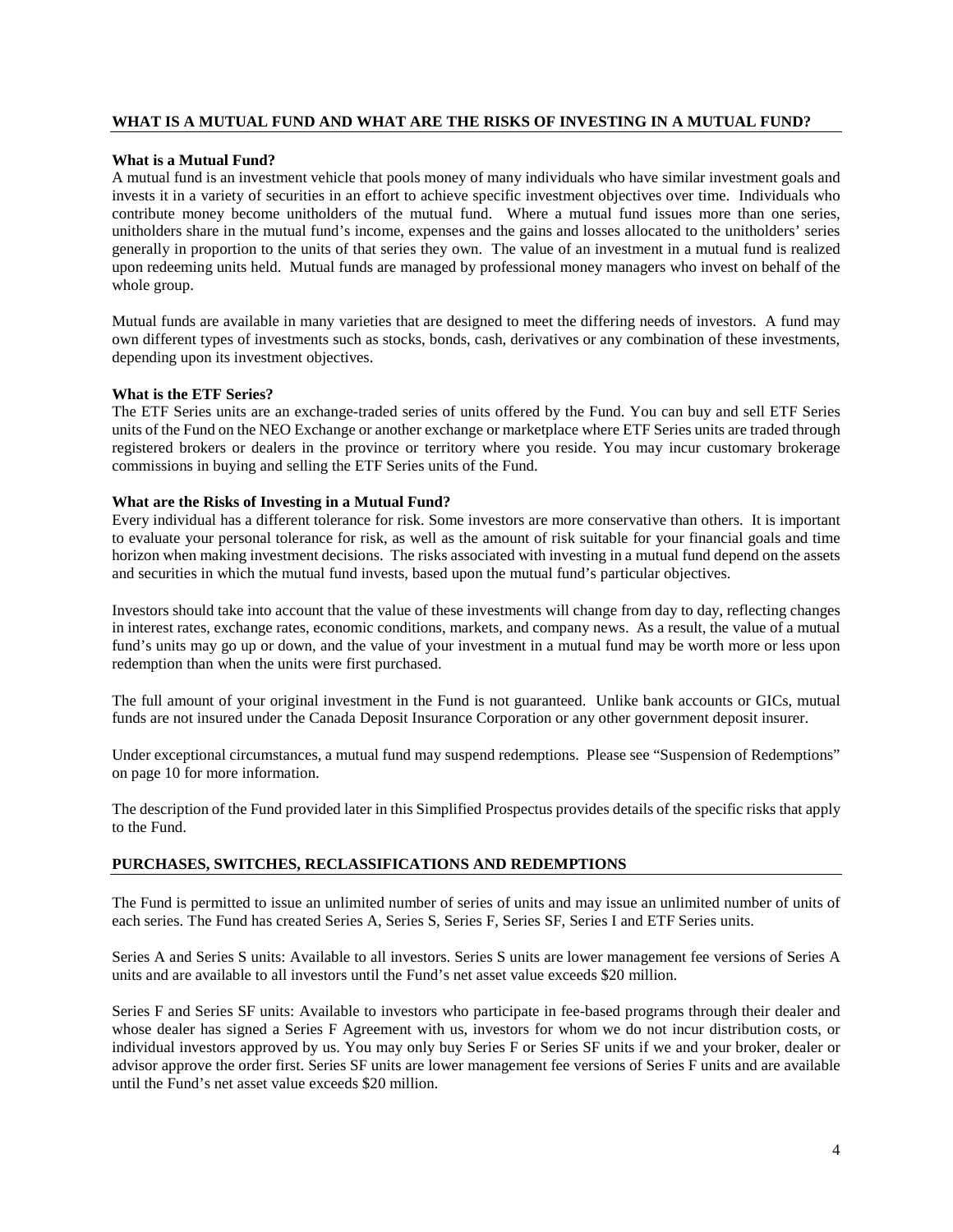## WHAT IS A MUTUAL FUND AND WHAT ARE THE RISKS OF INVESTING IN A MUTUAL FUND?

**What is a Mutual Fund?**

A mutual fund is an investment vehicle that pools money of many individuals who have similar investment goals and invests it in a variety of securities in an effort to achieve specific investment objectives over time. Individuals who contribute money become unitholders of the mutual fund. Where a mutual fund issues more than one series, unitholders share in the mutual fund's income, expenses and the gains and losses allocated to the unitholders' series generally in proportion to the units of that series they own. The value of an investment in a mutual fund is realized upon redeeming units held. Mutual funds are managed by professional money managers who invest on behalf of the whole group.

Mutual funds are available in many varieties that are designed to meet the differing needs of investors. A fund may own different types of investments such as stocks, bonds, cash, derivatives or any combination of these investments, depending upon its investment objectives.

**What is the ETF Series?**

The ETF Series units are an exchange-traded series of units offered by the Fund. You can buy and sell ETF Series units of the Fund on the NEO Exchange or another exchange or marketplace where ETF Series units are traded through registered brokers or dealers in the province or territory where you reside. You may incur customary brokerage commissions in buying and selling the ETF Series units of the Fund.

**What are the Risks of Investing in a Mutual Fund?**

Every individual has a different tolerance for risk. Some investors are more conservative than others. It is important to evaluate your personal tolerance for risk, as well as the amount of risk suitable for your financial goals and time horizon when making investment decisions. The risks associated with investing in a mutual fund depend on the assets and securities in which the mutual fund invests, based upon the mutual fund's particular objectives.

Investors should take into account that the value of these investments will change from day to day, reflecting changes in interest rates, exchange rates, economic conditions, markets, and company news. As a result, the value of a mutual fund's units may go up or down, and the value of your investment in a mutual fund may be worth more or less upon redemption than when the units were first purchased.

The full amount of your original investment in the Fund is not guaranteed. Unlike bank accounts or GICs, mutual funds are not insured under the Canada Deposit Insurance Corporation or any other government deposit insurer.

Under exceptional circumstances, a mutual fund may suspend redemptions. Please see "Suspension of Redemptions" on page 10 for more information.

The description of the Fund provided later in this Simplified Prospectus provides details of the specific risks that apply to the Fund.

## PURCHASES, SWITCHES, RECLASSIFICATIONS AND REDEMPTIONS

The Fund is permitted to issue an unlimited number of series of units and may issue an unlimited number of units of each series. The Fund has created Series A, Series S, Series F, Series SF, Series I and ETF Series units.

Series A and Series S units: Available to all investors. Series S units are lower management fee versions of Series A units and are available to all investors until the Fund's net asset value exceeds \$20 million.

Series F and Series SF units: Available to investors who participate in fee-based programs through their dealer and whose dealer has signed a Series F Agreement with us, investors for whom we do not incur distribution costs, or individual investors approved by us. You may only buy Series F or Series SF units if we and your broker, dealer or advisor approve the order first. Series SF units are lower management fee versions of Series F units and are available until the Fund's net asset value exceeds \$20 million.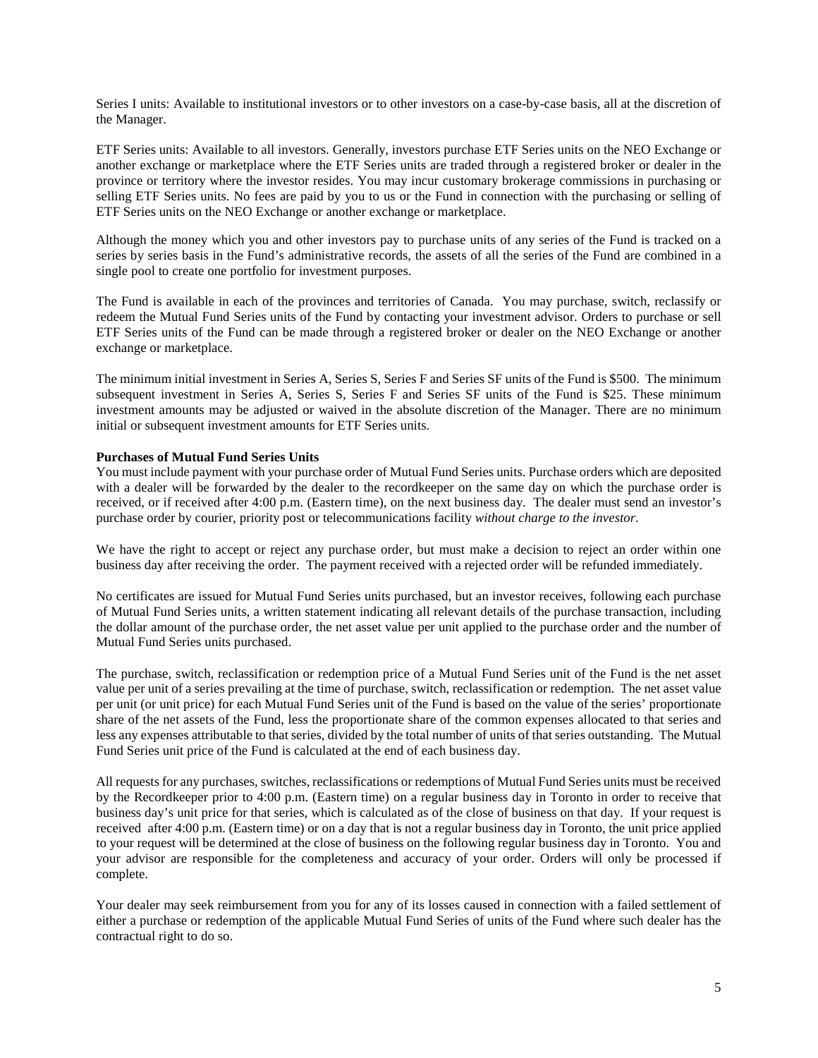Series I units: Available to institutional investors or to other investors on a case-by-case basis, all at the discretion of the Manager.

ETF Series units: Available to all investors. Generally, investors purchase ETF Series units on the NEO Exchange or another exchange or marketplace where the ETF Series units are traded through a registered broker or dealer in the province or territory where the investor resides. You may incur customary brokerage commissions in purchasing or selling ETF Series units. No fees are paid by you to us or the Fund in connection with the purchasing or selling of ETF Series units on the NEO Exchange or another exchange or marketplace.

Although the money which you and other investors pay to purchase units of any series of the Fund is tracked on a series by series basis in the Fund's administrative records, the assets of all the series of the Fund are combined in a single pool to create one portfolio for investment purposes.

The Fund is available in each of the provinces and territories of Canada. You may purchase, switch, reclassify or redeem the Mutual Fund Series units of the Fund by contacting your investment advisor. Orders to purchase or sell ETF Series units of the Fund can be made through a registered broker or dealer on the NEO Exchange or another exchange or marketplace.

The minimum initial investment in Series A, Series S, Series F and Series SF units of the Fund is $500. The minimum subsequent investment in Series A, Series S, Series F and Series SF units of the Fund is $25. These minimum investment amounts may be adjusted or waived in the absolute discretion of the Manager. There are no minimum initial or subsequent investment amounts for ETF Series units.

**Purchases of Mutual Fund Series Units**

You must include payment with your purchase order of Mutual Fund Series units. Purchase orders which are deposited with a dealer will be forwarded by the dealer to the recordkeeper on the same day on which the purchase order is received, or if received after 4:00 p.m. (Eastern time), on the next business day. The dealer must send an investor's purchase order by courier, priority post or telecommunications facility *without charge to the investor*.

We have the right to accept or reject any purchase order, but must make a decision to reject an order within one business day after receiving the order. The payment received with a rejected order will be refunded immediately.

No certificates are issued for Mutual Fund Series units purchased, but an investor receives, following each purchase of Mutual Fund Series units, a written statement indicating all relevant details of the purchase transaction, including the dollar amount of the purchase order, the net asset value per unit applied to the purchase order and the number of Mutual Fund Series units purchased.

The purchase, switch, reclassification or redemption price of a Mutual Fund Series unit of the Fund is the net asset value per unit of a series prevailing at the time of purchase, switch, reclassification or redemption. The net asset value per unit (or unit price) for each Mutual Fund Series unit of the Fund is based on the value of the series' proportionate share of the net assets of the Fund, less the proportionate share of the common expenses allocated to that series and less any expenses attributable to that series, divided by the total number of units of that series outstanding. The Mutual Fund Series unit price of the Fund is calculated at the end of each business day.

All requests for any purchases, switches, reclassifications or redemptions of Mutual Fund Series units must be received by the Recordkeeper prior to 4:00 p.m. (Eastern time) on a regular business day in Toronto in order to receive that business day's unit price for that series, which is calculated as of the close of business on that day. If your request is received after 4:00 p.m. (Eastern time) or on a day that is not a regular business day in Toronto, the unit price applied to your request will be determined at the close of business on the following regular business day in Toronto. You and your advisor are responsible for the completeness and accuracy of your order. Orders will only be processed if complete.

Your dealer may seek reimbursement from you for any of its losses caused in connection with a failed settlement of either a purchase or redemption of the applicable Mutual Fund Series of units of the Fund where such dealer has the contractual right to do so.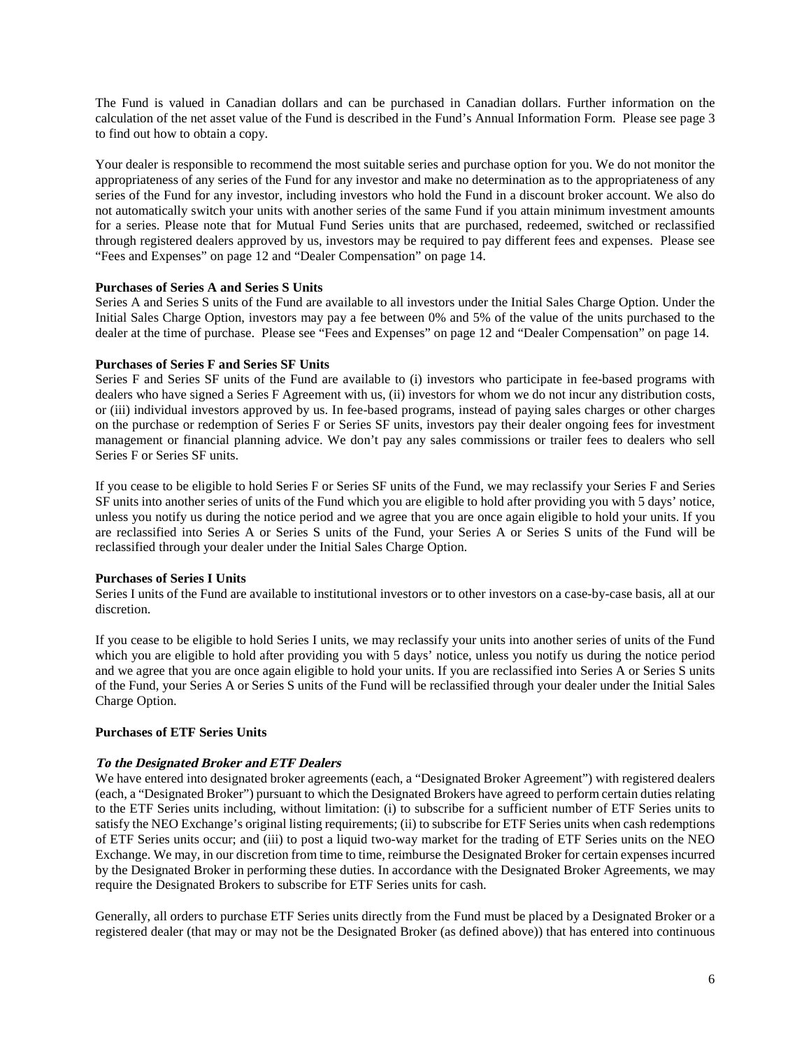The Fund is valued in Canadian dollars and can be purchased in Canadian dollars. Further information on the calculation of the net asset value of the Fund is described in the Fund's Annual Information Form. Please see page 3 to find out how to obtain a copy.

Your dealer is responsible to recommend the most suitable series and purchase option for you. We do not monitor the appropriateness of any series of the Fund for any investor and make no determination as to the appropriateness of any series of the Fund for any investor, including investors who hold the Fund in a discount broker account. We also do not automatically switch your units with another series of the same Fund if you attain minimum investment amounts for a series. Please note that for Mutual Fund Series units that are purchased, redeemed, switched or reclassified through registered dealers approved by us, investors may be required to pay different fees and expenses. Please see "Fees and Expenses" on page 12 and "Dealer Compensation" on page 14.

**Purchases of Series A and Series S Units**

Series A and Series S units of the Fund are available to all investors under the Initial Sales Charge Option. Under the Initial Sales Charge Option, investors may pay a fee between 0% and 5% of the value of the units purchased to the dealer at the time of purchase. Please see "Fees and Expenses" on page 12 and "Dealer Compensation" on page 14.

**Purchases of Series F and Series SF Units**

Series F and Series SF units of the Fund are available to (i) investors who participate in fee-based programs with dealers who have signed a Series F Agreement with us, (ii) investors for whom we do not incur any distribution costs, or (iii) individual investors approved by us. In fee-based programs, instead of paying sales charges or other charges on the purchase or redemption of Series F or Series SF units, investors pay their dealer ongoing fees for investment management or financial planning advice. We don't pay any sales commissions or trailer fees to dealers who sell Series F or Series SF units.

If you cease to be eligible to hold Series F or Series SF units of the Fund, we may reclassify your Series F and Series SF units into another series of units of the Fund which you are eligible to hold after providing you with 5 days' notice, unless you notify us during the notice period and we agree that you are once again eligible to hold your units. If you are reclassified into Series A or Series S units of the Fund, your Series A or Series S units of the Fund will be reclassified through your dealer under the Initial Sales Charge Option.

**Purchases of Series I Units**

Series I units of the Fund are available to institutional investors or to other investors on a case-by-case basis, all at our discretion.

If you cease to be eligible to hold Series I units, we may reclassify your units into another series of units of the Fund which you are eligible to hold after providing you with 5 days' notice, unless you notify us during the notice period and we agree that you are once again eligible to hold your units. If you are reclassified into Series A or Series S units of the Fund, your Series A or Series S units of the Fund will be reclassified through your dealer under the Initial Sales Charge Option.

**Purchases of ETF Series Units**

***To the Designated Broker and ETF Dealers***

We have entered into designated broker agreements (each, a "Designated Broker Agreement") with registered dealers (each, a "Designated Broker") pursuant to which the Designated Brokers have agreed to perform certain duties relating to the ETF Series units including, without limitation: (i) to subscribe for a sufficient number of ETF Series units to satisfy the NEO Exchange's original listing requirements; (ii) to subscribe for ETF Series units when cash redemptions of ETF Series units occur; and (iii) to post a liquid two-way market for the trading of ETF Series units on the NEO Exchange. We may, in our discretion from time to time, reimburse the Designated Broker for certain expenses incurred by the Designated Broker in performing these duties. In accordance with the Designated Broker Agreements, we may require the Designated Brokers to subscribe for ETF Series units for cash.

Generally, all orders to purchase ETF Series units directly from the Fund must be placed by a Designated Broker or a registered dealer (that may or may not be the Designated Broker (as defined above)) that has entered into continuous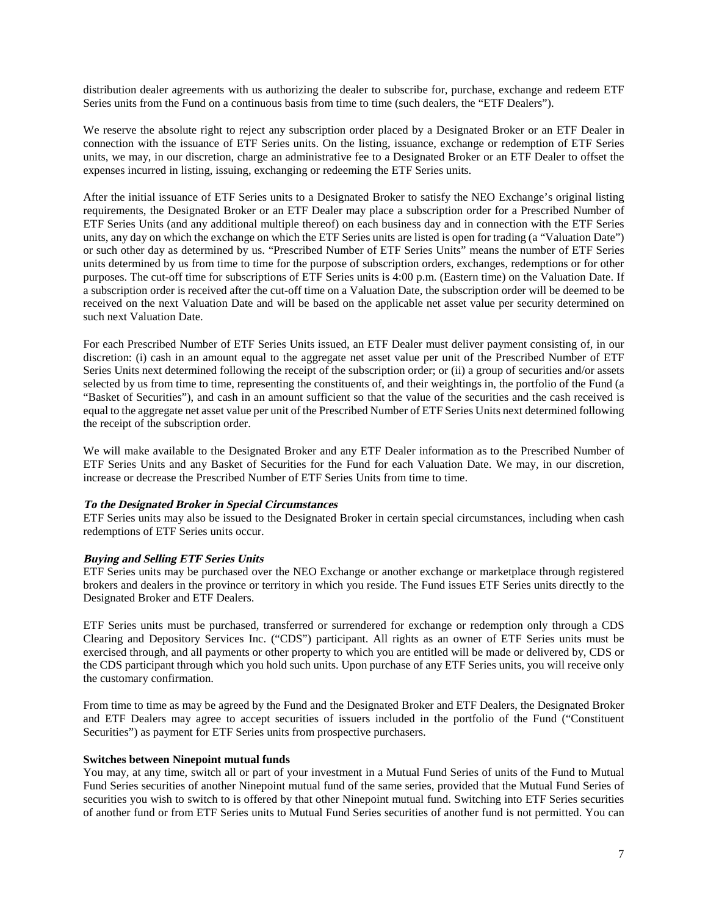distribution dealer agreements with us authorizing the dealer to subscribe for, purchase, exchange and redeem ETF Series units from the Fund on a continuous basis from time to time (such dealers, the "ETF Dealers").

We reserve the absolute right to reject any subscription order placed by a Designated Broker or an ETF Dealer in connection with the issuance of ETF Series units. On the listing, issuance, exchange or redemption of ETF Series units, we may, in our discretion, charge an administrative fee to a Designated Broker or an ETF Dealer to offset the expenses incurred in listing, issuing, exchanging or redeeming the ETF Series units.

After the initial issuance of ETF Series units to a Designated Broker to satisfy the NEO Exchange's original listing requirements, the Designated Broker or an ETF Dealer may place a subscription order for a Prescribed Number of ETF Series Units (and any additional multiple thereof) on each business day and in connection with the ETF Series units, any day on which the exchange on which the ETF Series units are listed is open for trading (a "Valuation Date") or such other day as determined by us. "Prescribed Number of ETF Series Units" means the number of ETF Series units determined by us from time to time for the purpose of subscription orders, exchanges, redemptions or for other purposes. The cut-off time for subscriptions of ETF Series units is 4:00 p.m. (Eastern time) on the Valuation Date. If a subscription order is received after the cut-off time on a Valuation Date, the subscription order will be deemed to be received on the next Valuation Date and will be based on the applicable net asset value per security determined on such next Valuation Date.

For each Prescribed Number of ETF Series Units issued, an ETF Dealer must deliver payment consisting of, in our discretion: (i) cash in an amount equal to the aggregate net asset value per unit of the Prescribed Number of ETF Series Units next determined following the receipt of the subscription order; or (ii) a group of securities and/or assets selected by us from time to time, representing the constituents of, and their weightings in, the portfolio of the Fund (a "Basket of Securities"), and cash in an amount sufficient so that the value of the securities and the cash received is equal to the aggregate net asset value per unit of the Prescribed Number of ETF Series Units next determined following the receipt of the subscription order.

We will make available to the Designated Broker and any ETF Dealer information as to the Prescribed Number of ETF Series Units and any Basket of Securities for the Fund for each Valuation Date. We may, in our discretion, increase or decrease the Prescribed Number of ETF Series Units from time to time.

***To the Designated Broker in Special Circumstances***

ETF Series units may also be issued to the Designated Broker in certain special circumstances, including when cash redemptions of ETF Series units occur.

***Buying and Selling ETF Series Units***

ETF Series units may be purchased over the NEO Exchange or another exchange or marketplace through registered brokers and dealers in the province or territory in which you reside. The Fund issues ETF Series units directly to the Designated Broker and ETF Dealers.

ETF Series units must be purchased, transferred or surrendered for exchange or redemption only through a CDS Clearing and Depository Services Inc. ("CDS") participant. All rights as an owner of ETF Series units must be exercised through, and all payments or other property to which you are entitled will be made or delivered by, CDS or the CDS participant through which you hold such units. Upon purchase of any ETF Series units, you will receive only the customary confirmation.

From time to time as may be agreed by the Fund and the Designated Broker and ETF Dealers, the Designated Broker and ETF Dealers may agree to accept securities of issuers included in the portfolio of the Fund ("Constituent Securities") as payment for ETF Series units from prospective purchasers.

**Switches between Ninepoint mutual funds**

You may, at any time, switch all or part of your investment in a Mutual Fund Series of units of the Fund to Mutual Fund Series securities of another Ninepoint mutual fund of the same series, provided that the Mutual Fund Series of securities you wish to switch to is offered by that other Ninepoint mutual fund. Switching into ETF Series securities of another fund or from ETF Series units to Mutual Fund Series securities of another fund is not permitted. You can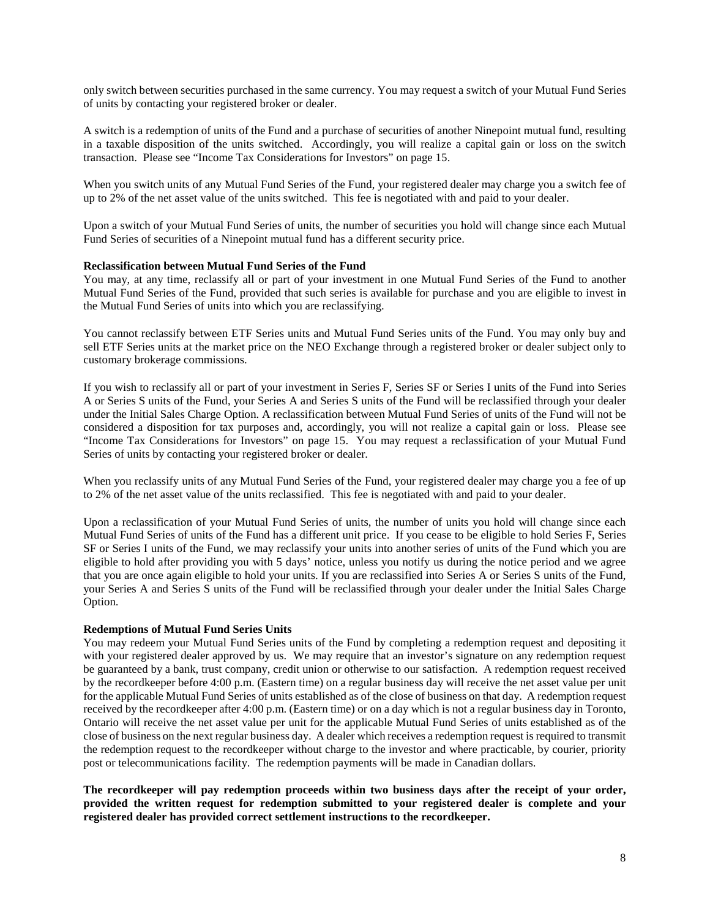only switch between securities purchased in the same currency. You may request a switch of your Mutual Fund Series of units by contacting your registered broker or dealer.

A switch is a redemption of units of the Fund and a purchase of securities of another Ninepoint mutual fund, resulting in a taxable disposition of the units switched. Accordingly, you will realize a capital gain or loss on the switch transaction. Please see "Income Tax Considerations for Investors" on page 15.

When you switch units of any Mutual Fund Series of the Fund, your registered dealer may charge you a switch fee of up to 2% of the net asset value of the units switched. This fee is negotiated with and paid to your dealer.

Upon a switch of your Mutual Fund Series of units, the number of securities you hold will change since each Mutual Fund Series of securities of a Ninepoint mutual fund has a different security price.

**Reclassification between Mutual Fund Series of the Fund**

You may, at any time, reclassify all or part of your investment in one Mutual Fund Series of the Fund to another Mutual Fund Series of the Fund, provided that such series is available for purchase and you are eligible to invest in the Mutual Fund Series of units into which you are reclassifying.

You cannot reclassify between ETF Series units and Mutual Fund Series units of the Fund. You may only buy and sell ETF Series units at the market price on the NEO Exchange through a registered broker or dealer subject only to customary brokerage commissions.

If you wish to reclassify all or part of your investment in Series F, Series SF or Series I units of the Fund into Series A or Series S units of the Fund, your Series A and Series S units of the Fund will be reclassified through your dealer under the Initial Sales Charge Option. A reclassification between Mutual Fund Series of units of the Fund will not be considered a disposition for tax purposes and, accordingly, you will not realize a capital gain or loss. Please see "Income Tax Considerations for Investors" on page 15. You may request a reclassification of your Mutual Fund Series of units by contacting your registered broker or dealer.

When you reclassify units of any Mutual Fund Series of the Fund, your registered dealer may charge you a fee of up to 2% of the net asset value of the units reclassified. This fee is negotiated with and paid to your dealer.

Upon a reclassification of your Mutual Fund Series of units, the number of units you hold will change since each Mutual Fund Series of units of the Fund has a different unit price. If you cease to be eligible to hold Series F, Series SF or Series I units of the Fund, we may reclassify your units into another series of units of the Fund which you are eligible to hold after providing you with 5 days' notice, unless you notify us during the notice period and we agree that you are once again eligible to hold your units. If you are reclassified into Series A or Series S units of the Fund, your Series A and Series S units of the Fund will be reclassified through your dealer under the Initial Sales Charge Option.

**Redemptions of Mutual Fund Series Units**

You may redeem your Mutual Fund Series units of the Fund by completing a redemption request and depositing it with your registered dealer approved by us. We may require that an investor's signature on any redemption request be guaranteed by a bank, trust company, credit union or otherwise to our satisfaction. A redemption request received by the recordkeeper before 4:00 p.m. (Eastern time) on a regular business day will receive the net asset value per unit for the applicable Mutual Fund Series of units established as of the close of business on that day. A redemption request received by the recordkeeper after 4:00 p.m. (Eastern time) or on a day which is not a regular business day in Toronto, Ontario will receive the net asset value per unit for the applicable Mutual Fund Series of units established as of the close of business on the next regular business day. A dealer which receives a redemption request is required to transmit the redemption request to the recordkeeper without charge to the investor and where practicable, by courier, priority post or telecommunications facility. The redemption payments will be made in Canadian dollars.

**The recordkeeper will pay redemption proceeds within two business days after the receipt of your order, provided the written request for redemption submitted to your registered dealer is complete and your registered dealer has provided correct settlement instructions to the recordkeeper.**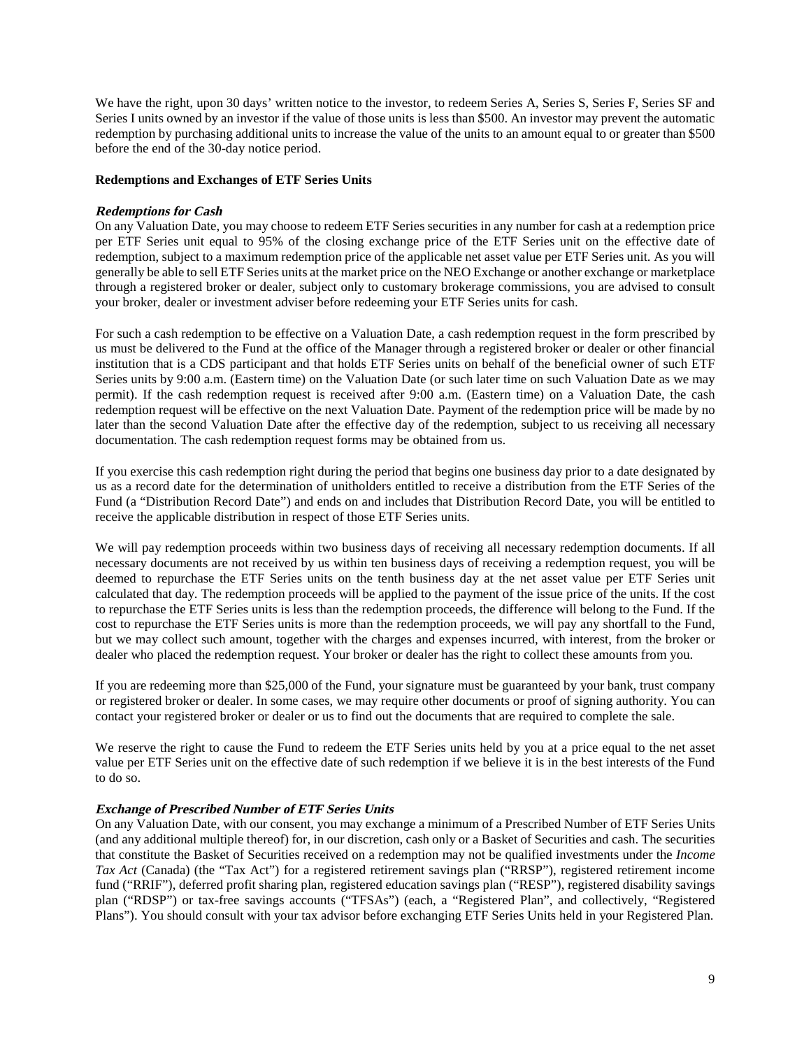We have the right, upon 30 days' written notice to the investor, to redeem Series A, Series S, Series F, Series SF and Series I units owned by an investor if the value of those units is less than $500. An investor may prevent the automatic redemption by purchasing additional units to increase the value of the units to an amount equal to or greater than $500 before the end of the 30-day notice period.

**Redemptions and Exchanges of ETF Series Units**

***Redemptions for Cash***

On any Valuation Date, you may choose to redeem ETF Series securities in any number for cash at a redemption price per ETF Series unit equal to 95% of the closing exchange price of the ETF Series unit on the effective date of redemption, subject to a maximum redemption price of the applicable net asset value per ETF Series unit. As you will generally be able to sell ETF Series units at the market price on the NEO Exchange or another exchange or marketplace through a registered broker or dealer, subject only to customary brokerage commissions, you are advised to consult your broker, dealer or investment adviser before redeeming your ETF Series units for cash.

For such a cash redemption to be effective on a Valuation Date, a cash redemption request in the form prescribed by us must be delivered to the Fund at the office of the Manager through a registered broker or dealer or other financial institution that is a CDS participant and that holds ETF Series units on behalf of the beneficial owner of such ETF Series units by 9:00 a.m. (Eastern time) on the Valuation Date (or such later time on such Valuation Date as we may permit). If the cash redemption request is received after 9:00 a.m. (Eastern time) on a Valuation Date, the cash redemption request will be effective on the next Valuation Date. Payment of the redemption price will be made by no later than the second Valuation Date after the effective day of the redemption, subject to us receiving all necessary documentation. The cash redemption request forms may be obtained from us.

If you exercise this cash redemption right during the period that begins one business day prior to a date designated by us as a record date for the determination of unitholders entitled to receive a distribution from the ETF Series of the Fund (a "Distribution Record Date") and ends on and includes that Distribution Record Date, you will be entitled to receive the applicable distribution in respect of those ETF Series units.

We will pay redemption proceeds within two business days of receiving all necessary redemption documents. If all necessary documents are not received by us within ten business days of receiving a redemption request, you will be deemed to repurchase the ETF Series units on the tenth business day at the net asset value per ETF Series unit calculated that day. The redemption proceeds will be applied to the payment of the issue price of the units. If the cost to repurchase the ETF Series units is less than the redemption proceeds, the difference will belong to the Fund. If the cost to repurchase the ETF Series units is more than the redemption proceeds, we will pay any shortfall to the Fund, but we may collect such amount, together with the charges and expenses incurred, with interest, from the broker or dealer who placed the redemption request. Your broker or dealer has the right to collect these amounts from you.

If you are redeeming more than $25,000 of the Fund, your signature must be guaranteed by your bank, trust company or registered broker or dealer. In some cases, we may require other documents or proof of signing authority. You can contact your registered broker or dealer or us to find out the documents that are required to complete the sale.

We reserve the right to cause the Fund to redeem the ETF Series units held by you at a price equal to the net asset value per ETF Series unit on the effective date of such redemption if we believe it is in the best interests of the Fund to do so.

***Exchange of Prescribed Number of ETF Series Units***

On any Valuation Date, with our consent, you may exchange a minimum of a Prescribed Number of ETF Series Units (and any additional multiple thereof) for, in our discretion, cash only or a Basket of Securities and cash. The securities that constitute the Basket of Securities received on a redemption may not be qualified investments under the *Income Tax Act* (Canada) (the "Tax Act") for a registered retirement savings plan ("RRSP"), registered retirement income fund ("RRIF"), deferred profit sharing plan, registered education savings plan ("RESP"), registered disability savings plan ("RDSP") or tax-free savings accounts ("TFSAs") (each, a "Registered Plan", and collectively, "Registered Plans"). You should consult with your tax advisor before exchanging ETF Series Units held in your Registered Plan.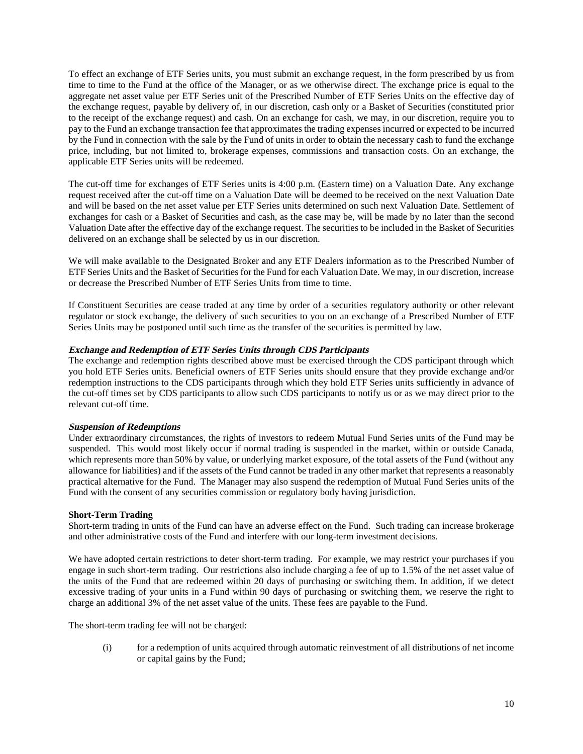To effect an exchange of ETF Series units, you must submit an exchange request, in the form prescribed by us from time to time to the Fund at the office of the Manager, or as we otherwise direct. The exchange price is equal to the aggregate net asset value per ETF Series unit of the Prescribed Number of ETF Series Units on the effective day of the exchange request, payable by delivery of, in our discretion, cash only or a Basket of Securities (constituted prior to the receipt of the exchange request) and cash. On an exchange for cash, we may, in our discretion, require you to pay to the Fund an exchange transaction fee that approximates the trading expenses incurred or expected to be incurred by the Fund in connection with the sale by the Fund of units in order to obtain the necessary cash to fund the exchange price, including, but not limited to, brokerage expenses, commissions and transaction costs. On an exchange, the applicable ETF Series units will be redeemed.

The cut-off time for exchanges of ETF Series units is 4:00 p.m. (Eastern time) on a Valuation Date. Any exchange request received after the cut-off time on a Valuation Date will be deemed to be received on the next Valuation Date and will be based on the net asset value per ETF Series units determined on such next Valuation Date. Settlement of exchanges for cash or a Basket of Securities and cash, as the case may be, will be made by no later than the second Valuation Date after the effective day of the exchange request. The securities to be included in the Basket of Securities delivered on an exchange shall be selected by us in our discretion.

We will make available to the Designated Broker and any ETF Dealers information as to the Prescribed Number of ETF Series Units and the Basket of Securities for the Fund for each Valuation Date. We may, in our discretion, increase or decrease the Prescribed Number of ETF Series Units from time to time.

If Constituent Securities are cease traded at any time by order of a securities regulatory authority or other relevant regulator or stock exchange, the delivery of such securities to you on an exchange of a Prescribed Number of ETF Series Units may be postponed until such time as the transfer of the securities is permitted by law.

***Exchange and Redemption of ETF Series Units through CDS Participants***

The exchange and redemption rights described above must be exercised through the CDS participant through which you hold ETF Series units. Beneficial owners of ETF Series units should ensure that they provide exchange and/or redemption instructions to the CDS participants through which they hold ETF Series units sufficiently in advance of the cut-off times set by CDS participants to allow such CDS participants to notify us or as we may direct prior to the relevant cut-off time.

***Suspension of Redemptions***

Under extraordinary circumstances, the rights of investors to redeem Mutual Fund Series units of the Fund may be suspended. This would most likely occur if normal trading is suspended in the market, within or outside Canada, which represents more than 50% by value, or underlying market exposure, of the total assets of the Fund (without any allowance for liabilities) and if the assets of the Fund cannot be traded in any other market that represents a reasonably practical alternative for the Fund. The Manager may also suspend the redemption of Mutual Fund Series units of the Fund with the consent of any securities commission or regulatory body having jurisdiction.

**Short-Term Trading**

Short-term trading in units of the Fund can have an adverse effect on the Fund. Such trading can increase brokerage and other administrative costs of the Fund and interfere with our long-term investment decisions.

We have adopted certain restrictions to deter short-term trading. For example, we may restrict your purchases if you engage in such short-term trading. Our restrictions also include charging a fee of up to 1.5% of the net asset value of the units of the Fund that are redeemed within 20 days of purchasing or switching them. In addition, if we detect excessive trading of your units in a Fund within 90 days of purchasing or switching them, we reserve the right to charge an additional 3% of the net asset value of the units. These fees are payable to the Fund.

The short-term trading fee will not be charged:

(i) for a redemption of units acquired through automatic reinvestment of all distributions of net income or capital gains by the Fund;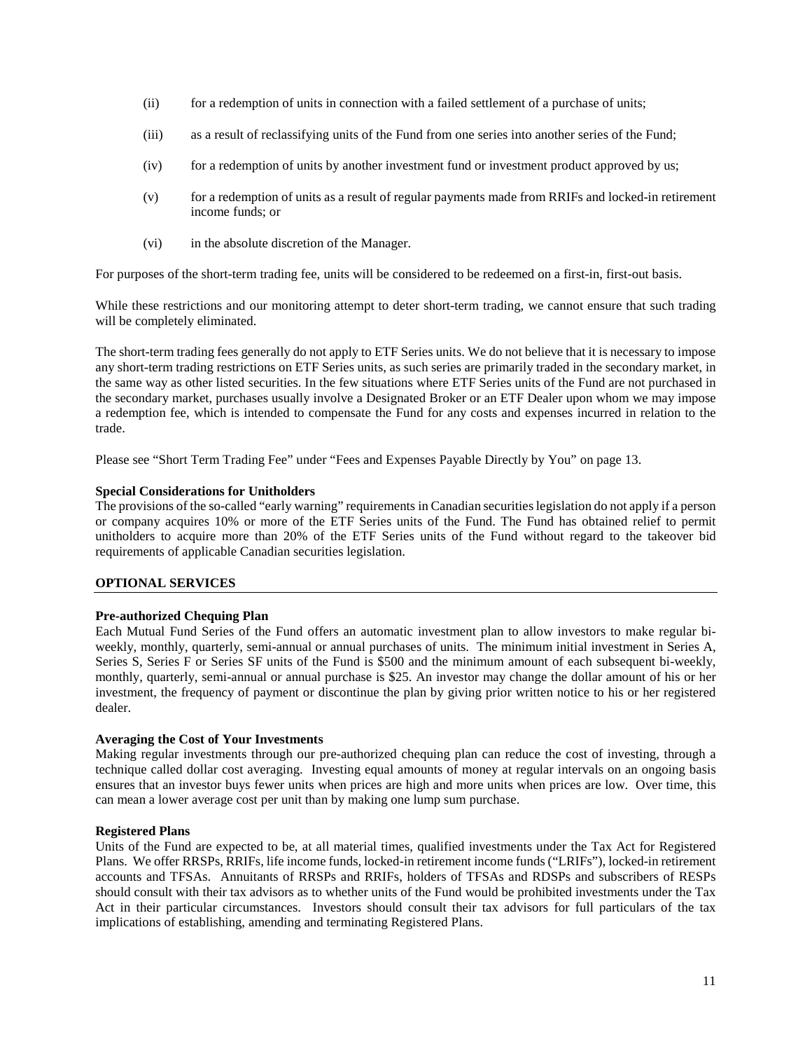(ii) for a redemption of units in connection with a failed settlement of a purchase of units;

(iii) as a result of reclassifying units of the Fund from one series into another series of the Fund;

(iv) for a redemption of units by another investment fund or investment product approved by us;

(v) for a redemption of units as a result of regular payments made from RRIFs and locked-in retirement income funds; or

(vi) in the absolute discretion of the Manager.

For purposes of the short-term trading fee, units will be considered to be redeemed on a first-in, first-out basis.

While these restrictions and our monitoring attempt to deter short-term trading, we cannot ensure that such trading will be completely eliminated.

The short-term trading fees generally do not apply to ETF Series units. We do not believe that it is necessary to impose any short-term trading restrictions on ETF Series units, as such series are primarily traded in the secondary market, in the same way as other listed securities. In the few situations where ETF Series units of the Fund are not purchased in the secondary market, purchases usually involve a Designated Broker or an ETF Dealer upon whom we may impose a redemption fee, which is intended to compensate the Fund for any costs and expenses incurred in relation to the trade.

Please see "Short Term Trading Fee" under "Fees and Expenses Payable Directly by You" on page 13.

**Special Considerations for Unitholders**

The provisions of the so-called "early warning" requirements in Canadian securities legislation do not apply if a person or company acquires 10% or more of the ETF Series units of the Fund. The Fund has obtained relief to permit unitholders to acquire more than 20% of the ETF Series units of the Fund without regard to the takeover bid requirements of applicable Canadian securities legislation.

## OPTIONAL SERVICES

**Pre-authorized Chequing Plan**

Each Mutual Fund Series of the Fund offers an automatic investment plan to allow investors to make regular bi-weekly, monthly, quarterly, semi-annual or annual purchases of units. The minimum initial investment in Series A, Series S, Series F or Series SF units of the Fund is $500 and the minimum amount of each subsequent bi-weekly, monthly, quarterly, semi-annual or annual purchase is $25. An investor may change the dollar amount of his or her investment, the frequency of payment or discontinue the plan by giving prior written notice to his or her registered dealer.

**Averaging the Cost of Your Investments**

Making regular investments through our pre-authorized chequing plan can reduce the cost of investing, through a technique called dollar cost averaging. Investing equal amounts of money at regular intervals on an ongoing basis ensures that an investor buys fewer units when prices are high and more units when prices are low. Over time, this can mean a lower average cost per unit than by making one lump sum purchase.

**Registered Plans**

Units of the Fund are expected to be, at all material times, qualified investments under the Tax Act for Registered Plans. We offer RRSPs, RRIFs, life income funds, locked-in retirement income funds ("LRIFs"), locked-in retirement accounts and TFSAs. Annuitants of RRSPs and RRIFs, holders of TFSAs and RDSPs and subscribers of RESPs should consult with their tax advisors as to whether units of the Fund would be prohibited investments under the Tax Act in their particular circumstances. Investors should consult their tax advisors for full particulars of the tax implications of establishing, amending and terminating Registered Plans.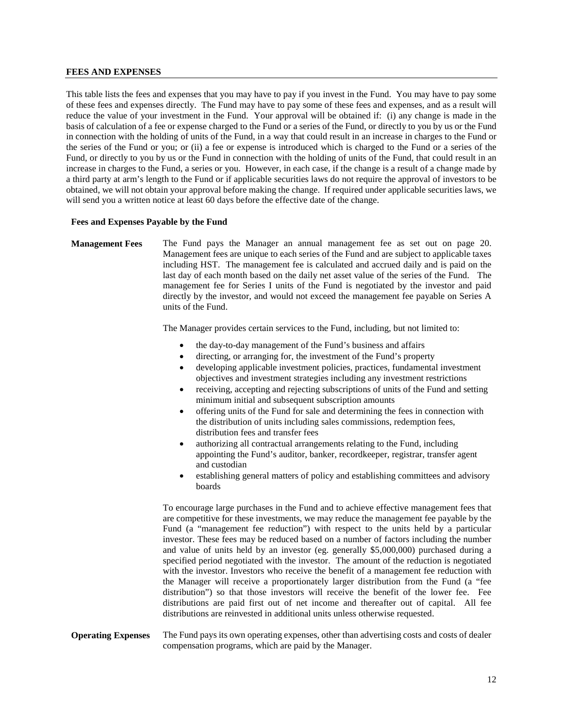## FEES AND EXPENSES

This table lists the fees and expenses that you may have to pay if you invest in the Fund. You may have to pay some of these fees and expenses directly. The Fund may have to pay some of these fees and expenses, and as a result will reduce the value of your investment in the Fund. Your approval will be obtained if: (i) any change is made in the basis of calculation of a fee or expense charged to the Fund or a series of the Fund, or directly to you by us or the Fund in connection with the holding of units of the Fund, in a way that could result in an increase in charges to the Fund or the series of the Fund or you; or (ii) a fee or expense is introduced which is charged to the Fund or a series of the Fund, or directly to you by us or the Fund in connection with the holding of units of the Fund, that could result in an increase in charges to the Fund, a series or you. However, in each case, if the change is a result of a change made by a third party at arm's length to the Fund or if applicable securities laws do not require the approval of investors to be obtained, we will not obtain your approval before making the change. If required under applicable securities laws, we will send you a written notice at least 60 days before the effective date of the change.

### Fees and Expenses Payable by the Fund

**Management Fees**

The Fund pays the Manager an annual management fee as set out on page 20. Management fees are unique to each series of the Fund and are subject to applicable taxes including HST. The management fee is calculated and accrued daily and is paid on the last day of each month based on the daily net asset value of the series of the Fund. The management fee for Series I units of the Fund is negotiated by the investor and paid directly by the investor, and would not exceed the management fee payable on Series A units of the Fund.

The Manager provides certain services to the Fund, including, but not limited to:

- the day-to-day management of the Fund's business and affairs
- directing, or arranging for, the investment of the Fund's property
- developing applicable investment policies, practices, fundamental investment objectives and investment strategies including any investment restrictions
- receiving, accepting and rejecting subscriptions of units of the Fund and setting minimum initial and subsequent subscription amounts
- offering units of the Fund for sale and determining the fees in connection with the distribution of units including sales commissions, redemption fees, distribution fees and transfer fees
- authorizing all contractual arrangements relating to the Fund, including appointing the Fund's auditor, banker, recordkeeper, registrar, transfer agent and custodian
- establishing general matters of policy and establishing committees and advisory boards

To encourage large purchases in the Fund and to achieve effective management fees that are competitive for these investments, we may reduce the management fee payable by the Fund (a "management fee reduction") with respect to the units held by a particular investor. These fees may be reduced based on a number of factors including the number and value of units held by an investor (eg. generally $5,000,000) purchased during a specified period negotiated with the investor. The amount of the reduction is negotiated with the investor. Investors who receive the benefit of a management fee reduction with the Manager will receive a proportionately larger distribution from the Fund (a "fee distribution") so that those investors will receive the benefit of the lower fee. Fee distributions are paid first out of net income and thereafter out of capital. All fee distributions are reinvested in additional units unless otherwise requested.

**Operating Expenses**

The Fund pays its own operating expenses, other than advertising costs and costs of dealer compensation programs, which are paid by the Manager.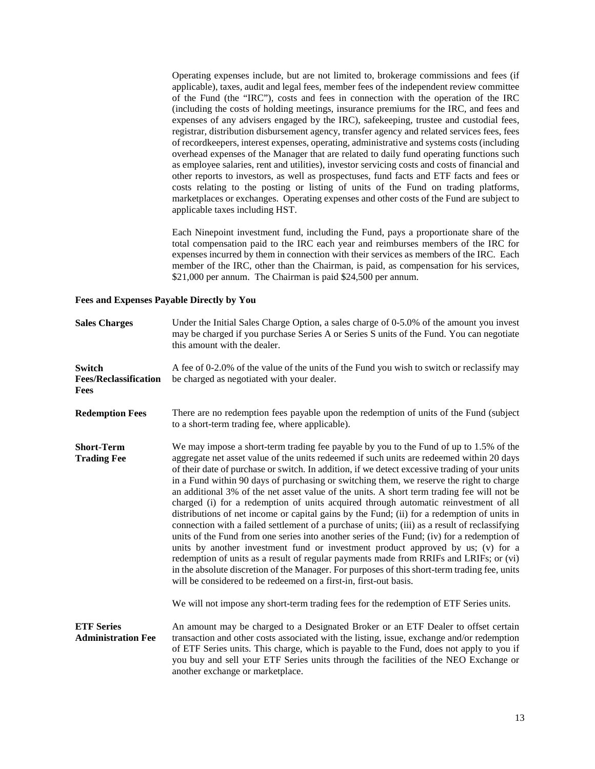Operating expenses include, but are not limited to, brokerage commissions and fees (if applicable), taxes, audit and legal fees, member fees of the independent review committee of the Fund (the "IRC"), costs and fees in connection with the operation of the IRC (including the costs of holding meetings, insurance premiums for the IRC, and fees and expenses of any advisers engaged by the IRC), safekeeping, trustee and custodial fees, registrar, distribution disbursement agency, transfer agency and related services fees, fees of recordkeepers, interest expenses, operating, administrative and systems costs (including overhead expenses of the Manager that are related to daily fund operating functions such as employee salaries, rent and utilities), investor servicing costs and costs of financial and other reports to investors, as well as prospectuses, fund facts and ETF facts and fees or costs relating to the posting or listing of units of the Fund on trading platforms, marketplaces or exchanges. Operating expenses and other costs of the Fund are subject to applicable taxes including HST.

Each Ninepoint investment fund, including the Fund, pays a proportionate share of the total compensation paid to the IRC each year and reimburses members of the IRC for expenses incurred by them in connection with their services as members of the IRC. Each member of the IRC, other than the Chairman, is paid, as compensation for his services, $21,000 per annum. The Chairman is paid $24,500 per annum.

**Fees and Expenses Payable Directly by You**

| | |
|---|---|
| **Sales Charges** | Under the Initial Sales Charge Option, a sales charge of 0-5.0% of the amount you invest may be charged if you purchase Series A or Series S units of the Fund. You can negotiate this amount with the dealer. |
| **Switch Fees/Reclassification Fees** | A fee of 0-2.0% of the value of the units of the Fund you wish to switch or reclassify may be charged as negotiated with your dealer. |
| **Redemption Fees** | There are no redemption fees payable upon the redemption of units of the Fund (subject to a short-term trading fee, where applicable). |
| **Short-Term Trading Fee** | We may impose a short-term trading fee payable by you to the Fund of up to 1.5% of the aggregate net asset value of the units redeemed if such units are redeemed within 20 days of their date of purchase or switch. In addition, if we detect excessive trading of your units in a Fund within 90 days of purchasing or switching them, we reserve the right to charge an additional 3% of the net asset value of the units. A short term trading fee will not be charged (i) for a redemption of units acquired through automatic reinvestment of all distributions of net income or capital gains by the Fund; (ii) for a redemption of units in connection with a failed settlement of a purchase of units; (iii) as a result of reclassifying units of the Fund from one series into another series of the Fund; (iv) for a redemption of units by another investment fund or investment product approved by us; (v) for a redemption of units as a result of regular payments made from RRIFs and LRIFs; or (vi) in the absolute discretion of the Manager. For purposes of this short-term trading fee, units will be considered to be redeemed on a first-in, first-out basis.<br><br>We will not impose any short-term trading fees for the redemption of ETF Series units. |
| **ETF Series Administration Fee** | An amount may be charged to a Designated Broker or an ETF Dealer to offset certain transaction and other costs associated with the listing, issue, exchange and/or redemption of ETF Series units. This charge, which is payable to the Fund, does not apply to you if you buy and sell your ETF Series units through the facilities of the NEO Exchange or another exchange or marketplace. |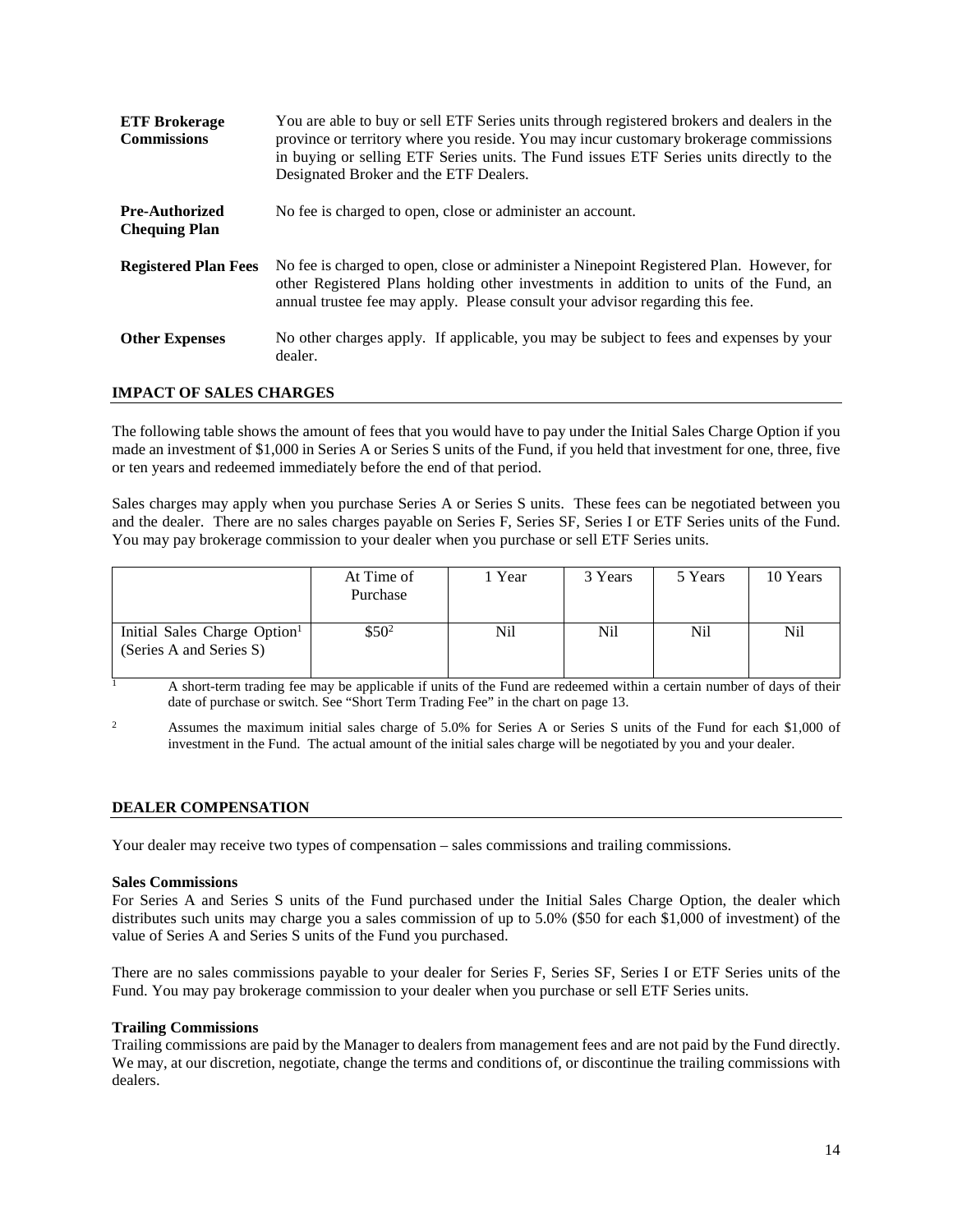| | |
|---|---|
| **ETF Brokerage Commissions** | You are able to buy or sell ETF Series units through registered brokers and dealers in the province or territory where you reside. You may incur customary brokerage commissions in buying or selling ETF Series units. The Fund issues ETF Series units directly to the Designated Broker and the ETF Dealers. |
| **Pre-Authorized Chequing Plan** | No fee is charged to open, close or administer an account. |
| **Registered Plan Fees** | No fee is charged to open, close or administer a Ninepoint Registered Plan. However, for other Registered Plans holding other investments in addition to units of the Fund, an annual trustee fee may apply. Please consult your advisor regarding this fee. |
| **Other Expenses** | No other charges apply. If applicable, you may be subject to fees and expenses by your dealer. |

## IMPACT OF SALES CHARGES

The following table shows the amount of fees that you would have to pay under the Initial Sales Charge Option if you made an investment of $1,000 in Series A or Series S units of the Fund, if you held that investment for one, three, five or ten years and redeemed immediately before the end of that period.

Sales charges may apply when you purchase Series A or Series S units. These fees can be negotiated between you and the dealer. There are no sales charges payable on Series F, Series SF, Series I or ETF Series units of the Fund. You may pay brokerage commission to your dealer when you purchase or sell ETF Series units.

| | At Time of Purchase | 1 Year | 3 Years | 5 Years | 10 Years |
|---|---|---|---|---|---|
| Initial Sales Charge Option[1] (Series A and Series S) | $50[2] | Nil | Nil | Nil | Nil |

[1] A short-term trading fee may be applicable if units of the Fund are redeemed within a certain number of days of their date of purchase or switch. See "Short Term Trading Fee" in the chart on page 13.

[2] Assumes the maximum initial sales charge of 5.0% for Series A or Series S units of the Fund for each $1,000 of investment in the Fund. The actual amount of the initial sales charge will be negotiated by you and your dealer.

## DEALER COMPENSATION

Your dealer may receive two types of compensation – sales commissions and trailing commissions.

### Sales Commissions

For Series A and Series S units of the Fund purchased under the Initial Sales Charge Option, the dealer which distributes such units may charge you a sales commission of up to 5.0% ($50 for each $1,000 of investment) of the value of Series A and Series S units of the Fund you purchased.

There are no sales commissions payable to your dealer for Series F, Series SF, Series I or ETF Series units of the Fund. You may pay brokerage commission to your dealer when you purchase or sell ETF Series units.

### Trailing Commissions

Trailing commissions are paid by the Manager to dealers from management fees and are not paid by the Fund directly. We may, at our discretion, negotiate, change the terms and conditions of, or discontinue the trailing commissions with dealers.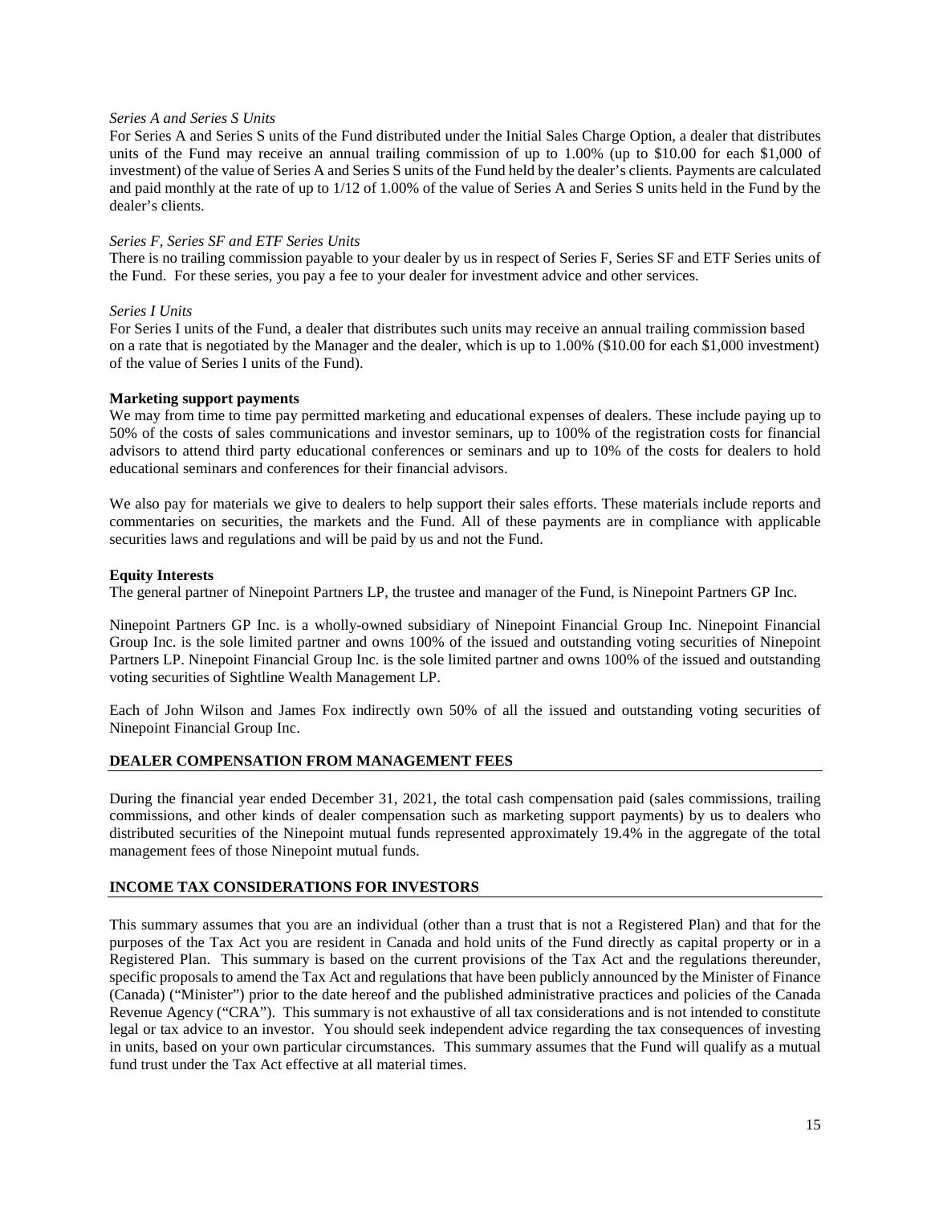*Series A and Series S Units*

For Series A and Series S units of the Fund distributed under the Initial Sales Charge Option, a dealer that distributes units of the Fund may receive an annual trailing commission of up to 1.00% (up to $10.00 for each $1,000 of investment) of the value of Series A and Series S units of the Fund held by the dealer's clients. Payments are calculated and paid monthly at the rate of up to 1/12 of 1.00% of the value of Series A and Series S units held in the Fund by the dealer's clients.

*Series F, Series SF and ETF Series Units*

There is no trailing commission payable to your dealer by us in respect of Series F, Series SF and ETF Series units of the Fund. For these series, you pay a fee to your dealer for investment advice and other services.

*Series I Units*

For Series I units of the Fund, a dealer that distributes such units may receive an annual trailing commission based on a rate that is negotiated by the Manager and the dealer, which is up to 1.00% ($10.00 for each $1,000 investment) of the value of Series I units of the Fund).

**Marketing support payments**

We may from time to time pay permitted marketing and educational expenses of dealers. These include paying up to 50% of the costs of sales communications and investor seminars, up to 100% of the registration costs for financial advisors to attend third party educational conferences or seminars and up to 10% of the costs for dealers to hold educational seminars and conferences for their financial advisors.

We also pay for materials we give to dealers to help support their sales efforts. These materials include reports and commentaries on securities, the markets and the Fund. All of these payments are in compliance with applicable securities laws and regulations and will be paid by us and not the Fund.

**Equity Interests**

The general partner of Ninepoint Partners LP, the trustee and manager of the Fund, is Ninepoint Partners GP Inc.

Ninepoint Partners GP Inc. is a wholly-owned subsidiary of Ninepoint Financial Group Inc. Ninepoint Financial Group Inc. is the sole limited partner and owns 100% of the issued and outstanding voting securities of Ninepoint Partners LP. Ninepoint Financial Group Inc. is the sole limited partner and owns 100% of the issued and outstanding voting securities of Sightline Wealth Management LP.

Each of John Wilson and James Fox indirectly own 50% of all the issued and outstanding voting securities of Ninepoint Financial Group Inc.

## DEALER COMPENSATION FROM MANAGEMENT FEES

During the financial year ended December 31, 2021, the total cash compensation paid (sales commissions, trailing commissions, and other kinds of dealer compensation such as marketing support payments) by us to dealers who distributed securities of the Ninepoint mutual funds represented approximately 19.4% in the aggregate of the total management fees of those Ninepoint mutual funds.

## INCOME TAX CONSIDERATIONS FOR INVESTORS

This summary assumes that you are an individual (other than a trust that is not a Registered Plan) and that for the purposes of the Tax Act you are resident in Canada and hold units of the Fund directly as capital property or in a Registered Plan. This summary is based on the current provisions of the Tax Act and the regulations thereunder, specific proposals to amend the Tax Act and regulations that have been publicly announced by the Minister of Finance (Canada) ("Minister") prior to the date hereof and the published administrative practices and policies of the Canada Revenue Agency ("CRA"). This summary is not exhaustive of all tax considerations and is not intended to constitute legal or tax advice to an investor. You should seek independent advice regarding the tax consequences of investing in units, based on your own particular circumstances. This summary assumes that the Fund will qualify as a mutual fund trust under the Tax Act effective at all material times.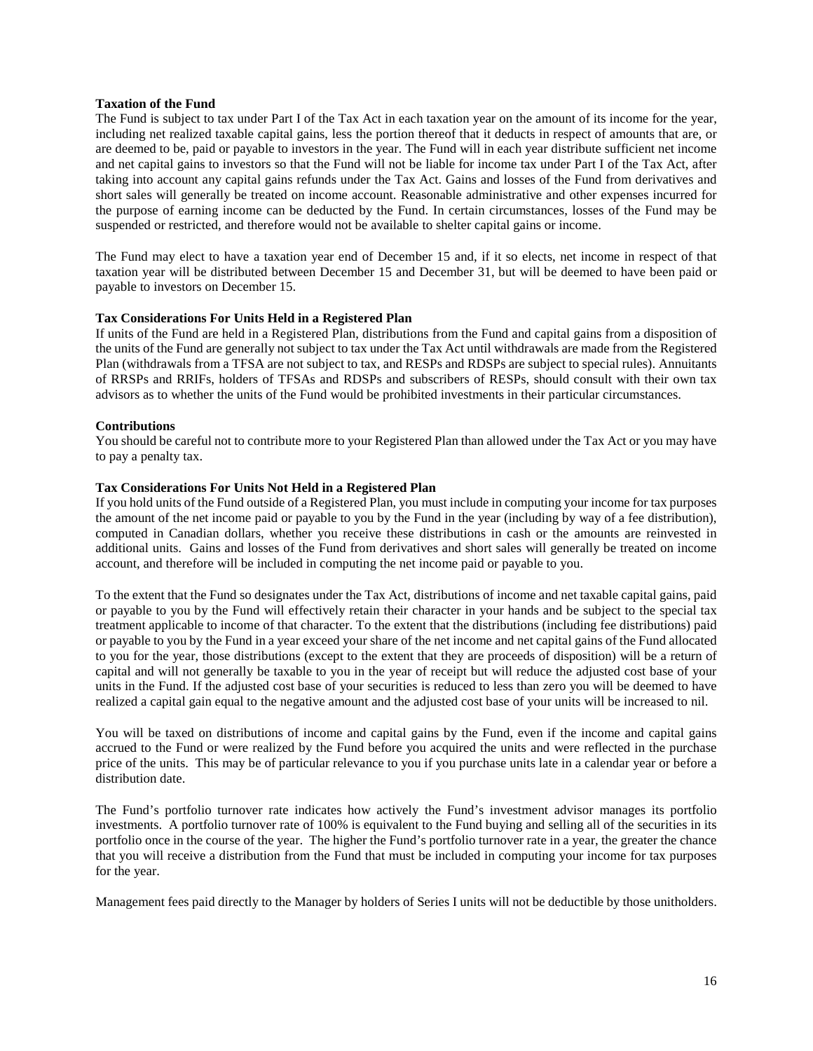**Taxation of the Fund**

The Fund is subject to tax under Part I of the Tax Act in each taxation year on the amount of its income for the year, including net realized taxable capital gains, less the portion thereof that it deducts in respect of amounts that are, or are deemed to be, paid or payable to investors in the year. The Fund will in each year distribute sufficient net income and net capital gains to investors so that the Fund will not be liable for income tax under Part I of the Tax Act, after taking into account any capital gains refunds under the Tax Act. Gains and losses of the Fund from derivatives and short sales will generally be treated on income account. Reasonable administrative and other expenses incurred for the purpose of earning income can be deducted by the Fund. In certain circumstances, losses of the Fund may be suspended or restricted, and therefore would not be available to shelter capital gains or income.

The Fund may elect to have a taxation year end of December 15 and, if it so elects, net income in respect of that taxation year will be distributed between December 15 and December 31, but will be deemed to have been paid or payable to investors on December 15.

**Tax Considerations For Units Held in a Registered Plan**

If units of the Fund are held in a Registered Plan, distributions from the Fund and capital gains from a disposition of the units of the Fund are generally not subject to tax under the Tax Act until withdrawals are made from the Registered Plan (withdrawals from a TFSA are not subject to tax, and RESPs and RDSPs are subject to special rules). Annuitants of RRSPs and RRIFs, holders of TFSAs and RDSPs and subscribers of RESPs, should consult with their own tax advisors as to whether the units of the Fund would be prohibited investments in their particular circumstances.

**Contributions**

You should be careful not to contribute more to your Registered Plan than allowed under the Tax Act or you may have to pay a penalty tax.

**Tax Considerations For Units Not Held in a Registered Plan**

If you hold units of the Fund outside of a Registered Plan, you must include in computing your income for tax purposes the amount of the net income paid or payable to you by the Fund in the year (including by way of a fee distribution), computed in Canadian dollars, whether you receive these distributions in cash or the amounts are reinvested in additional units. Gains and losses of the Fund from derivatives and short sales will generally be treated on income account, and therefore will be included in computing the net income paid or payable to you.

To the extent that the Fund so designates under the Tax Act, distributions of income and net taxable capital gains, paid or payable to you by the Fund will effectively retain their character in your hands and be subject to the special tax treatment applicable to income of that character. To the extent that the distributions (including fee distributions) paid or payable to you by the Fund in a year exceed your share of the net income and net capital gains of the Fund allocated to you for the year, those distributions (except to the extent that they are proceeds of disposition) will be a return of capital and will not generally be taxable to you in the year of receipt but will reduce the adjusted cost base of your units in the Fund. If the adjusted cost base of your securities is reduced to less than zero you will be deemed to have realized a capital gain equal to the negative amount and the adjusted cost base of your units will be increased to nil.

You will be taxed on distributions of income and capital gains by the Fund, even if the income and capital gains accrued to the Fund or were realized by the Fund before you acquired the units and were reflected in the purchase price of the units. This may be of particular relevance to you if you purchase units late in a calendar year or before a distribution date.

The Fund's portfolio turnover rate indicates how actively the Fund's investment advisor manages its portfolio investments. A portfolio turnover rate of 100% is equivalent to the Fund buying and selling all of the securities in its portfolio once in the course of the year. The higher the Fund's portfolio turnover rate in a year, the greater the chance that you will receive a distribution from the Fund that must be included in computing your income for tax purposes for the year.

Management fees paid directly to the Manager by holders of Series I units will not be deductible by those unitholders.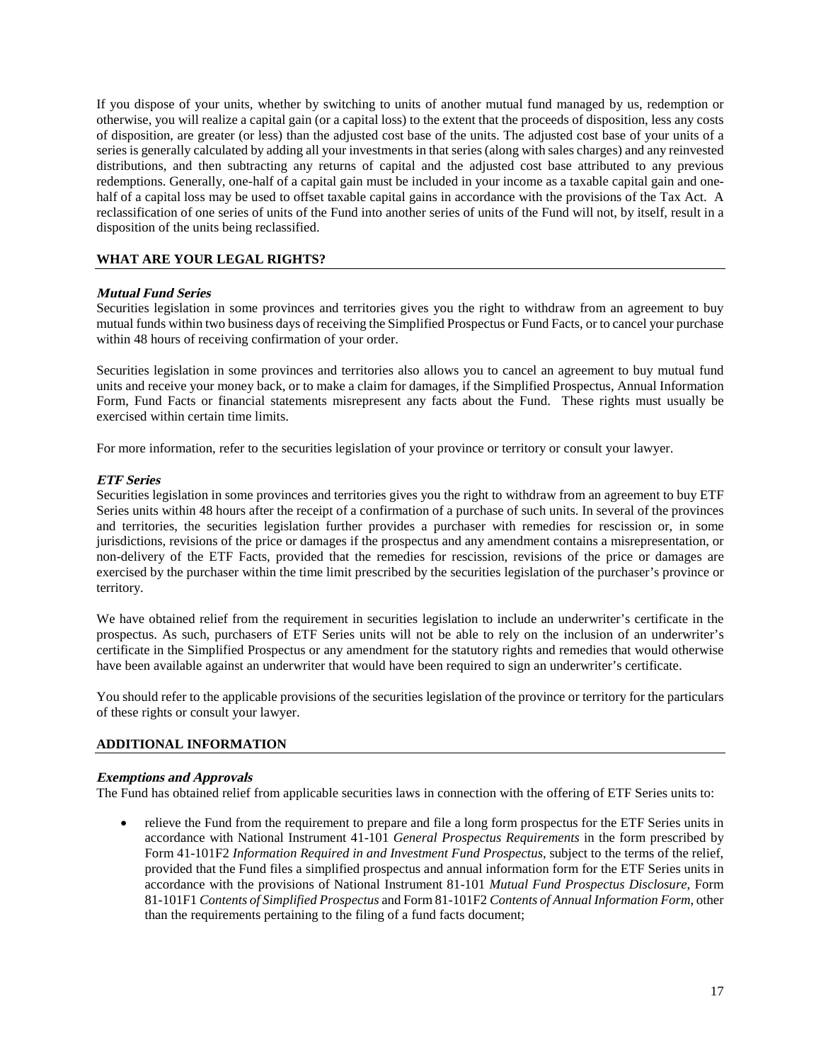If you dispose of your units, whether by switching to units of another mutual fund managed by us, redemption or otherwise, you will realize a capital gain (or a capital loss) to the extent that the proceeds of disposition, less any costs of disposition, are greater (or less) than the adjusted cost base of the units. The adjusted cost base of your units of a series is generally calculated by adding all your investments in that series (along with sales charges) and any reinvested distributions, and then subtracting any returns of capital and the adjusted cost base attributed to any previous redemptions. Generally, one-half of a capital gain must be included in your income as a taxable capital gain and one-half of a capital loss may be used to offset taxable capital gains in accordance with the provisions of the Tax Act. A reclassification of one series of units of the Fund into another series of units of the Fund will not, by itself, result in a disposition of the units being reclassified.

## WHAT ARE YOUR LEGAL RIGHTS?

### *Mutual Fund Series*

Securities legislation in some provinces and territories gives you the right to withdraw from an agreement to buy mutual funds within two business days of receiving the Simplified Prospectus or Fund Facts, or to cancel your purchase within 48 hours of receiving confirmation of your order.

Securities legislation in some provinces and territories also allows you to cancel an agreement to buy mutual fund units and receive your money back, or to make a claim for damages, if the Simplified Prospectus, Annual Information Form, Fund Facts or financial statements misrepresent any facts about the Fund. These rights must usually be exercised within certain time limits.

For more information, refer to the securities legislation of your province or territory or consult your lawyer.

### *ETF Series*

Securities legislation in some provinces and territories gives you the right to withdraw from an agreement to buy ETF Series units within 48 hours after the receipt of a confirmation of a purchase of such units. In several of the provinces and territories, the securities legislation further provides a purchaser with remedies for rescission or, in some jurisdictions, revisions of the price or damages if the prospectus and any amendment contains a misrepresentation, or non-delivery of the ETF Facts, provided that the remedies for rescission, revisions of the price or damages are exercised by the purchaser within the time limit prescribed by the securities legislation of the purchaser's province or territory.

We have obtained relief from the requirement in securities legislation to include an underwriter's certificate in the prospectus. As such, purchasers of ETF Series units will not be able to rely on the inclusion of an underwriter's certificate in the Simplified Prospectus or any amendment for the statutory rights and remedies that would otherwise have been available against an underwriter that would have been required to sign an underwriter's certificate.

You should refer to the applicable provisions of the securities legislation of the province or territory for the particulars of these rights or consult your lawyer.

## ADDITIONAL INFORMATION

### *Exemptions and Approvals*

The Fund has obtained relief from applicable securities laws in connection with the offering of ETF Series units to:

- relieve the Fund from the requirement to prepare and file a long form prospectus for the ETF Series units in accordance with National Instrument 41-101 *General Prospectus Requirements* in the form prescribed by Form 41-101F2 *Information Required in and Investment Fund Prospectus*, subject to the terms of the relief, provided that the Fund files a simplified prospectus and annual information form for the ETF Series units in accordance with the provisions of National Instrument 81-101 *Mutual Fund Prospectus Disclosure*, Form 81-101F1 *Contents of Simplified Prospectus* and Form 81-101F2 *Contents of Annual Information Form*, other than the requirements pertaining to the filing of a fund facts document;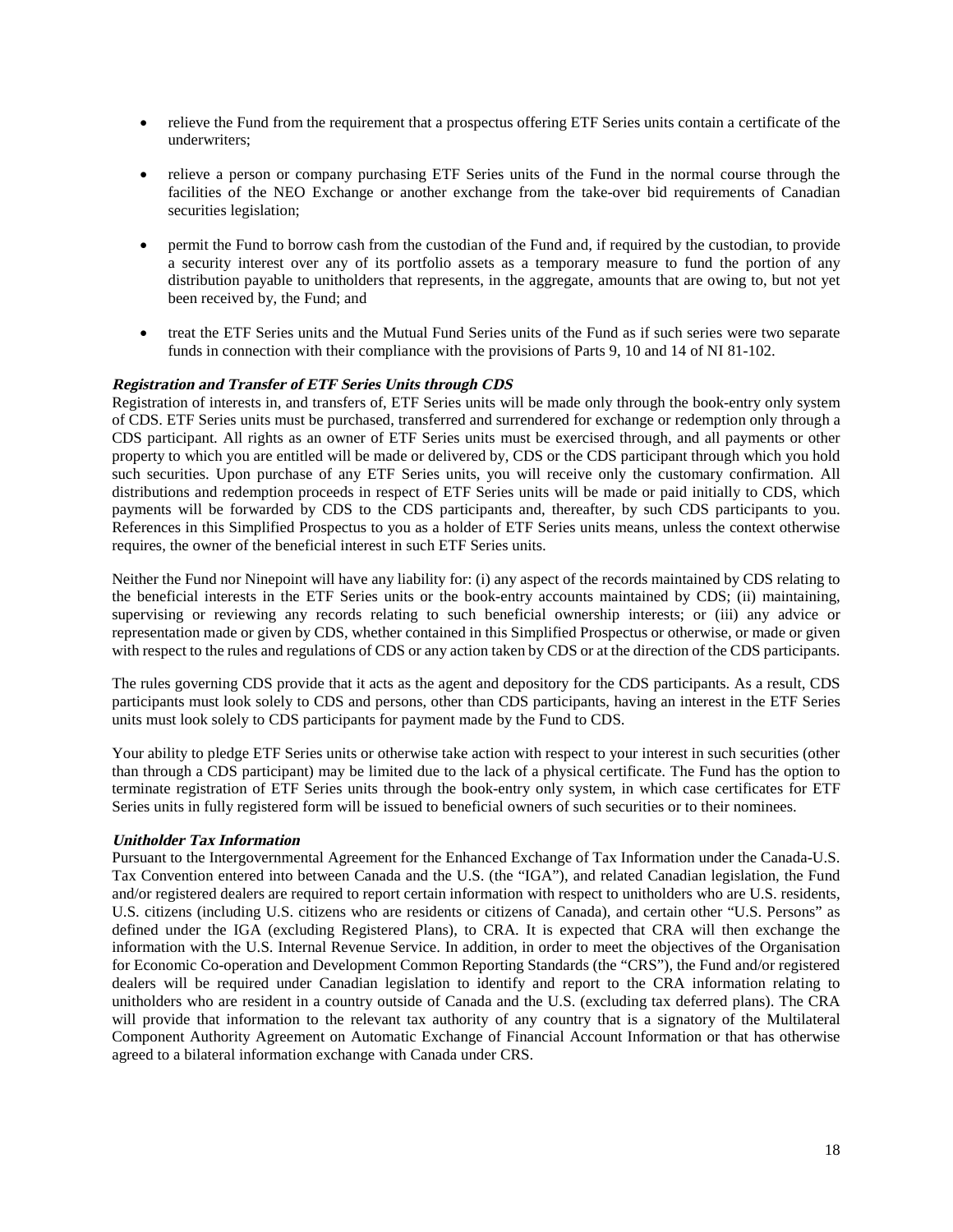- relieve the Fund from the requirement that a prospectus offering ETF Series units contain a certificate of the underwriters;

- relieve a person or company purchasing ETF Series units of the Fund in the normal course through the facilities of the NEO Exchange or another exchange from the take-over bid requirements of Canadian securities legislation;

- permit the Fund to borrow cash from the custodian of the Fund and, if required by the custodian, to provide a security interest over any of its portfolio assets as a temporary measure to fund the portion of any distribution payable to unitholders that represents, in the aggregate, amounts that are owing to, but not yet been received by, the Fund; and

- treat the ETF Series units and the Mutual Fund Series units of the Fund as if such series were two separate funds in connection with their compliance with the provisions of Parts 9, 10 and 14 of NI 81-102.

***Registration and Transfer of ETF Series Units through CDS***

Registration of interests in, and transfers of, ETF Series units will be made only through the book-entry only system of CDS. ETF Series units must be purchased, transferred and surrendered for exchange or redemption only through a CDS participant. All rights as an owner of ETF Series units must be exercised through, and all payments or other property to which you are entitled will be made or delivered by, CDS or the CDS participant through which you hold such securities. Upon purchase of any ETF Series units, you will receive only the customary confirmation. All distributions and redemption proceeds in respect of ETF Series units will be made or paid initially to CDS, which payments will be forwarded by CDS to the CDS participants and, thereafter, by such CDS participants to you. References in this Simplified Prospectus to you as a holder of ETF Series units means, unless the context otherwise requires, the owner of the beneficial interest in such ETF Series units.

Neither the Fund nor Ninepoint will have any liability for: (i) any aspect of the records maintained by CDS relating to the beneficial interests in the ETF Series units or the book-entry accounts maintained by CDS; (ii) maintaining, supervising or reviewing any records relating to such beneficial ownership interests; or (iii) any advice or representation made or given by CDS, whether contained in this Simplified Prospectus or otherwise, or made or given with respect to the rules and regulations of CDS or any action taken by CDS or at the direction of the CDS participants.

The rules governing CDS provide that it acts as the agent and depository for the CDS participants. As a result, CDS participants must look solely to CDS and persons, other than CDS participants, having an interest in the ETF Series units must look solely to CDS participants for payment made by the Fund to CDS.

Your ability to pledge ETF Series units or otherwise take action with respect to your interest in such securities (other than through a CDS participant) may be limited due to the lack of a physical certificate. The Fund has the option to terminate registration of ETF Series units through the book-entry only system, in which case certificates for ETF Series units in fully registered form will be issued to beneficial owners of such securities or to their nominees.

***Unitholder Tax Information***

Pursuant to the Intergovernmental Agreement for the Enhanced Exchange of Tax Information under the Canada-U.S. Tax Convention entered into between Canada and the U.S. (the "IGA"), and related Canadian legislation, the Fund and/or registered dealers are required to report certain information with respect to unitholders who are U.S. residents, U.S. citizens (including U.S. citizens who are residents or citizens of Canada), and certain other "U.S. Persons" as defined under the IGA (excluding Registered Plans), to CRA. It is expected that CRA will then exchange the information with the U.S. Internal Revenue Service. In addition, in order to meet the objectives of the Organisation for Economic Co-operation and Development Common Reporting Standards (the "CRS"), the Fund and/or registered dealers will be required under Canadian legislation to identify and report to the CRA information relating to unitholders who are resident in a country outside of Canada and the U.S. (excluding tax deferred plans). The CRA will provide that information to the relevant tax authority of any country that is a signatory of the Multilateral Component Authority Agreement on Automatic Exchange of Financial Account Information or that has otherwise agreed to a bilateral information exchange with Canada under CRS.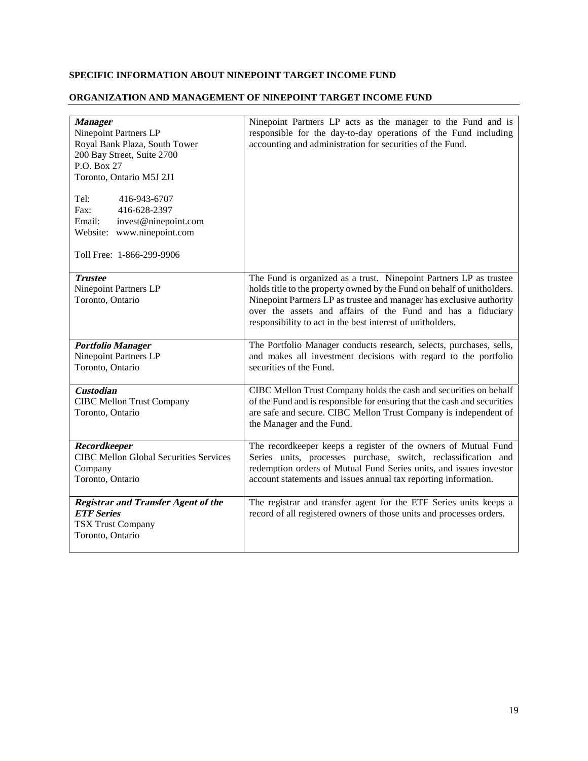**SPECIFIC INFORMATION ABOUT NINEPOINT TARGET INCOME FUND**

**ORGANIZATION AND MANAGEMENT OF NINEPOINT TARGET INCOME FUND**

| | |
|---|---|
| ***Manager***<br>Ninepoint Partners LP<br>Royal Bank Plaza, South Tower<br>200 Bay Street, Suite 2700<br>P.O. Box 27<br>Toronto, Ontario M5J 2J1<br><br>Tel: 416-943-6707<br>Fax: 416-628-2397<br>Email: invest@ninepoint.com<br>Website: www.ninepoint.com<br><br>Toll Free: 1-866-299-9906 | Ninepoint Partners LP acts as the manager to the Fund and is responsible for the day-to-day operations of the Fund including accounting and administration for securities of the Fund. |
| ***Trustee***<br>Ninepoint Partners LP<br>Toronto, Ontario | The Fund is organized as a trust. Ninepoint Partners LP as trustee holds title to the property owned by the Fund on behalf of unitholders. Ninepoint Partners LP as trustee and manager has exclusive authority over the assets and affairs of the Fund and has a fiduciary responsibility to act in the best interest of unitholders. |
| ***Portfolio Manager***<br>Ninepoint Partners LP<br>Toronto, Ontario | The Portfolio Manager conducts research, selects, purchases, sells, and makes all investment decisions with regard to the portfolio securities of the Fund. |
| ***Custodian***<br>CIBC Mellon Trust Company<br>Toronto, Ontario | CIBC Mellon Trust Company holds the cash and securities on behalf of the Fund and is responsible for ensuring that the cash and securities are safe and secure. CIBC Mellon Trust Company is independent of the Manager and the Fund. |
| ***Recordkeeper***<br>CIBC Mellon Global Securities Services Company<br>Toronto, Ontario | The recordkeeper keeps a register of the owners of Mutual Fund Series units, processes purchase, switch, reclassification and redemption orders of Mutual Fund Series units, and issues investor account statements and issues annual tax reporting information. |
| ***Registrar and Transfer Agent of the ETF Series***<br>TSX Trust Company<br>Toronto, Ontario | The registrar and transfer agent for the ETF Series units keeps a record of all registered owners of those units and processes orders. |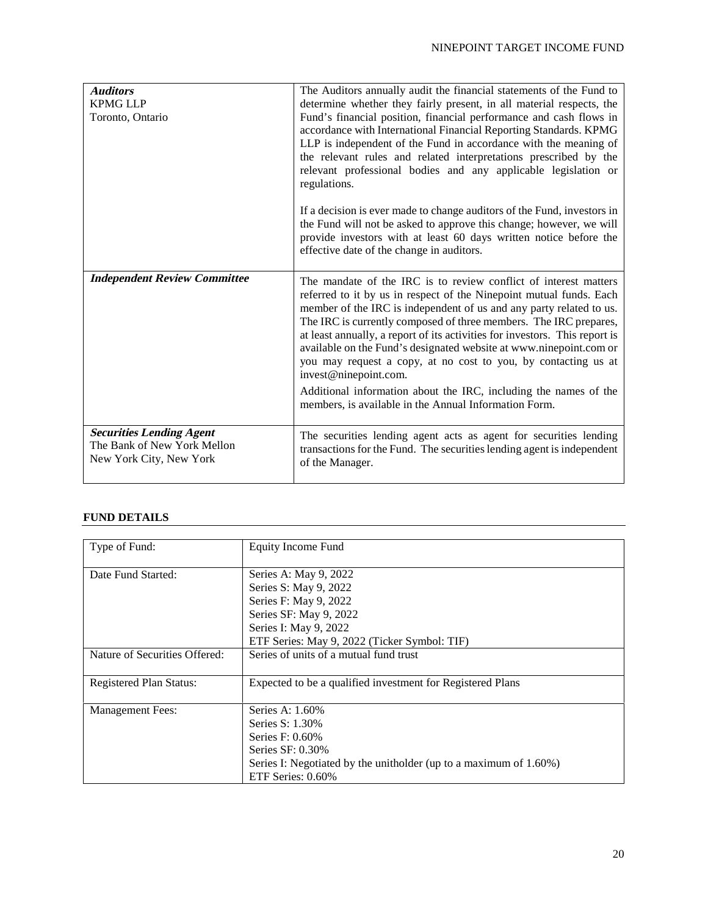| | |
|---|---|
| ***Auditors***<br>KPMG LLP<br>Toronto, Ontario | The Auditors annually audit the financial statements of the Fund to determine whether they fairly present, in all material respects, the Fund's financial position, financial performance and cash flows in accordance with International Financial Reporting Standards. KPMG LLP is independent of the Fund in accordance with the meaning of the relevant rules and related interpretations prescribed by the relevant professional bodies and any applicable legislation or regulations.<br><br>If a decision is ever made to change auditors of the Fund, investors in the Fund will not be asked to approve this change; however, we will provide investors with at least 60 days written notice before the effective date of the change in auditors. |
| ***Independent Review Committee*** | The mandate of the IRC is to review conflict of interest matters referred to it by us in respect of the Ninepoint mutual funds. Each member of the IRC is independent of us and any party related to us. The IRC is currently composed of three members. The IRC prepares, at least annually, a report of its activities for investors. This report is available on the Fund's designated website at www.ninepoint.com or you may request a copy, at no cost to you, by contacting us at invest@ninepoint.com.<br><br>Additional information about the IRC, including the names of the members, is available in the Annual Information Form. |
| ***Securities Lending Agent***<br>The Bank of New York Mellon<br>New York City, New York | The securities lending agent acts as agent for securities lending transactions for the Fund. The securities lending agent is independent of the Manager. |

## FUND DETAILS

| | |
|---|---|
| Type of Fund: | Equity Income Fund |
| Date Fund Started: | Series A: May 9, 2022<br>Series S: May 9, 2022<br>Series F: May 9, 2022<br>Series SF: May 9, 2022<br>Series I: May 9, 2022<br>ETF Series: May 9, 2022 (Ticker Symbol: TIF) |
| Nature of Securities Offered: | Series of units of a mutual fund trust |
| Registered Plan Status: | Expected to be a qualified investment for Registered Plans |
| Management Fees: | Series A: 1.60%<br>Series S: 1.30%<br>Series F: 0.60%<br>Series SF: 0.30%<br>Series I: Negotiated by the unitholder (up to a maximum of 1.60%)<br>ETF Series: 0.60% |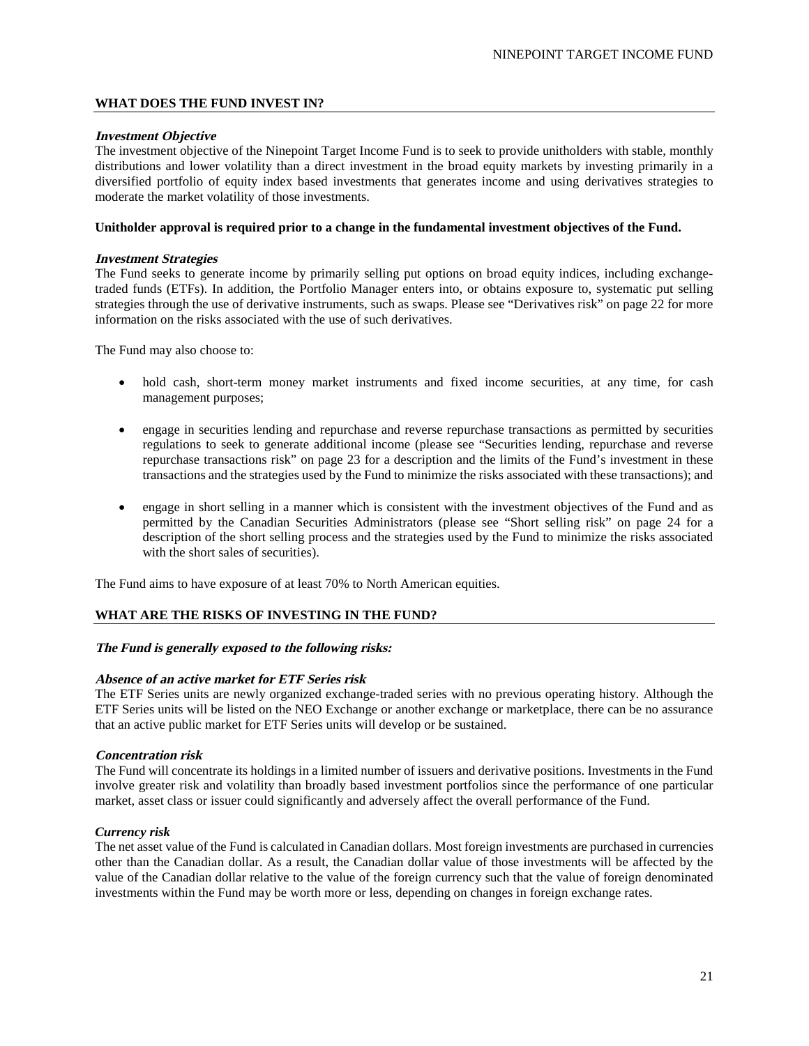## WHAT DOES THE FUND INVEST IN?

### *Investment Objective*

The investment objective of the Ninepoint Target Income Fund is to seek to provide unitholders with stable, monthly distributions and lower volatility than a direct investment in the broad equity markets by investing primarily in a diversified portfolio of equity index based investments that generates income and using derivatives strategies to moderate the market volatility of those investments.

**Unitholder approval is required prior to a change in the fundamental investment objectives of the Fund.**

### *Investment Strategies*

The Fund seeks to generate income by primarily selling put options on broad equity indices, including exchange-traded funds (ETFs). In addition, the Portfolio Manager enters into, or obtains exposure to, systematic put selling strategies through the use of derivative instruments, such as swaps. Please see "Derivatives risk" on page 22 for more information on the risks associated with the use of such derivatives.

The Fund may also choose to:

- hold cash, short-term money market instruments and fixed income securities, at any time, for cash management purposes;
- engage in securities lending and repurchase and reverse repurchase transactions as permitted by securities regulations to seek to generate additional income (please see "Securities lending, repurchase and reverse repurchase transactions risk" on page 23 for a description and the limits of the Fund's investment in these transactions and the strategies used by the Fund to minimize the risks associated with these transactions); and
- engage in short selling in a manner which is consistent with the investment objectives of the Fund and as permitted by the Canadian Securities Administrators (please see "Short selling risk" on page 24 for a description of the short selling process and the strategies used by the Fund to minimize the risks associated with the short sales of securities).

The Fund aims to have exposure of at least 70% to North American equities.

## WHAT ARE THE RISKS OF INVESTING IN THE FUND?

***The Fund is generally exposed to the following risks:***

### *Absence of an active market for ETF Series risk*

The ETF Series units are newly organized exchange-traded series with no previous operating history. Although the ETF Series units will be listed on the NEO Exchange or another exchange or marketplace, there can be no assurance that an active public market for ETF Series units will develop or be sustained.

### *Concentration risk*

The Fund will concentrate its holdings in a limited number of issuers and derivative positions. Investments in the Fund involve greater risk and volatility than broadly based investment portfolios since the performance of one particular market, asset class or issuer could significantly and adversely affect the overall performance of the Fund.

### *Currency risk*

The net asset value of the Fund is calculated in Canadian dollars. Most foreign investments are purchased in currencies other than the Canadian dollar. As a result, the Canadian dollar value of those investments will be affected by the value of the Canadian dollar relative to the value of the foreign currency such that the value of foreign denominated investments within the Fund may be worth more or less, depending on changes in foreign exchange rates.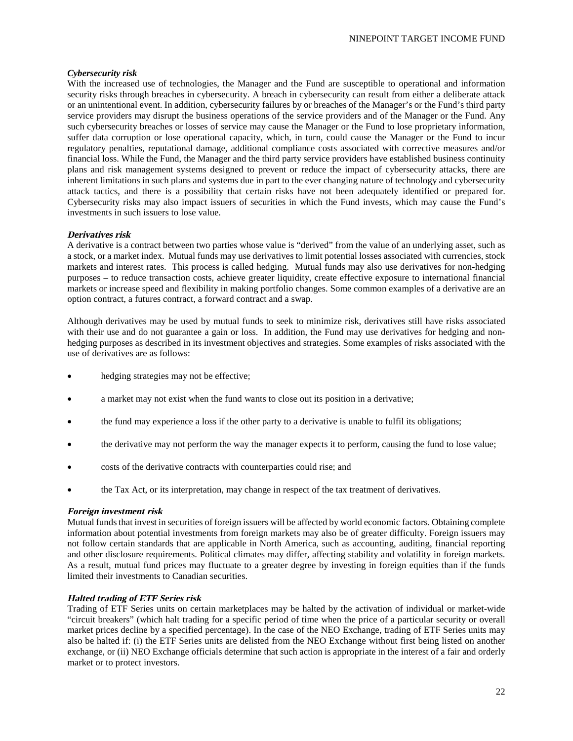### *Cybersecurity risk*

With the increased use of technologies, the Manager and the Fund are susceptible to operational and information security risks through breaches in cybersecurity. A breach in cybersecurity can result from either a deliberate attack or an unintentional event. In addition, cybersecurity failures by or breaches of the Manager's or the Fund's third party service providers may disrupt the business operations of the service providers and of the Manager or the Fund. Any such cybersecurity breaches or losses of service may cause the Manager or the Fund to lose proprietary information, suffer data corruption or lose operational capacity, which, in turn, could cause the Manager or the Fund to incur regulatory penalties, reputational damage, additional compliance costs associated with corrective measures and/or financial loss. While the Fund, the Manager and the third party service providers have established business continuity plans and risk management systems designed to prevent or reduce the impact of cybersecurity attacks, there are inherent limitations in such plans and systems due in part to the ever changing nature of technology and cybersecurity attack tactics, and there is a possibility that certain risks have not been adequately identified or prepared for. Cybersecurity risks may also impact issuers of securities in which the Fund invests, which may cause the Fund's investments in such issuers to lose value.

### *Derivatives risk*

A derivative is a contract between two parties whose value is "derived" from the value of an underlying asset, such as a stock, or a market index. Mutual funds may use derivatives to limit potential losses associated with currencies, stock markets and interest rates. This process is called hedging. Mutual funds may also use derivatives for non-hedging purposes – to reduce transaction costs, achieve greater liquidity, create effective exposure to international financial markets or increase speed and flexibility in making portfolio changes. Some common examples of a derivative are an option contract, a futures contract, a forward contract and a swap.

Although derivatives may be used by mutual funds to seek to minimize risk, derivatives still have risks associated with their use and do not guarantee a gain or loss. In addition, the Fund may use derivatives for hedging and non-hedging purposes as described in its investment objectives and strategies. Some examples of risks associated with the use of derivatives are as follows:

- hedging strategies may not be effective;
- a market may not exist when the fund wants to close out its position in a derivative;
- the fund may experience a loss if the other party to a derivative is unable to fulfil its obligations;
- the derivative may not perform the way the manager expects it to perform, causing the fund to lose value;
- costs of the derivative contracts with counterparties could rise; and
- the Tax Act, or its interpretation, may change in respect of the tax treatment of derivatives.

### *Foreign investment risk*

Mutual funds that invest in securities of foreign issuers will be affected by world economic factors. Obtaining complete information about potential investments from foreign markets may also be of greater difficulty. Foreign issuers may not follow certain standards that are applicable in North America, such as accounting, auditing, financial reporting and other disclosure requirements. Political climates may differ, affecting stability and volatility in foreign markets. As a result, mutual fund prices may fluctuate to a greater degree by investing in foreign equities than if the funds limited their investments to Canadian securities.

### *Halted trading of ETF Series risk*

Trading of ETF Series units on certain marketplaces may be halted by the activation of individual or market-wide "circuit breakers" (which halt trading for a specific period of time when the price of a particular security or overall market prices decline by a specified percentage). In the case of the NEO Exchange, trading of ETF Series units may also be halted if: (i) the ETF Series units are delisted from the NEO Exchange without first being listed on another exchange, or (ii) NEO Exchange officials determine that such action is appropriate in the interest of a fair and orderly market or to protect investors.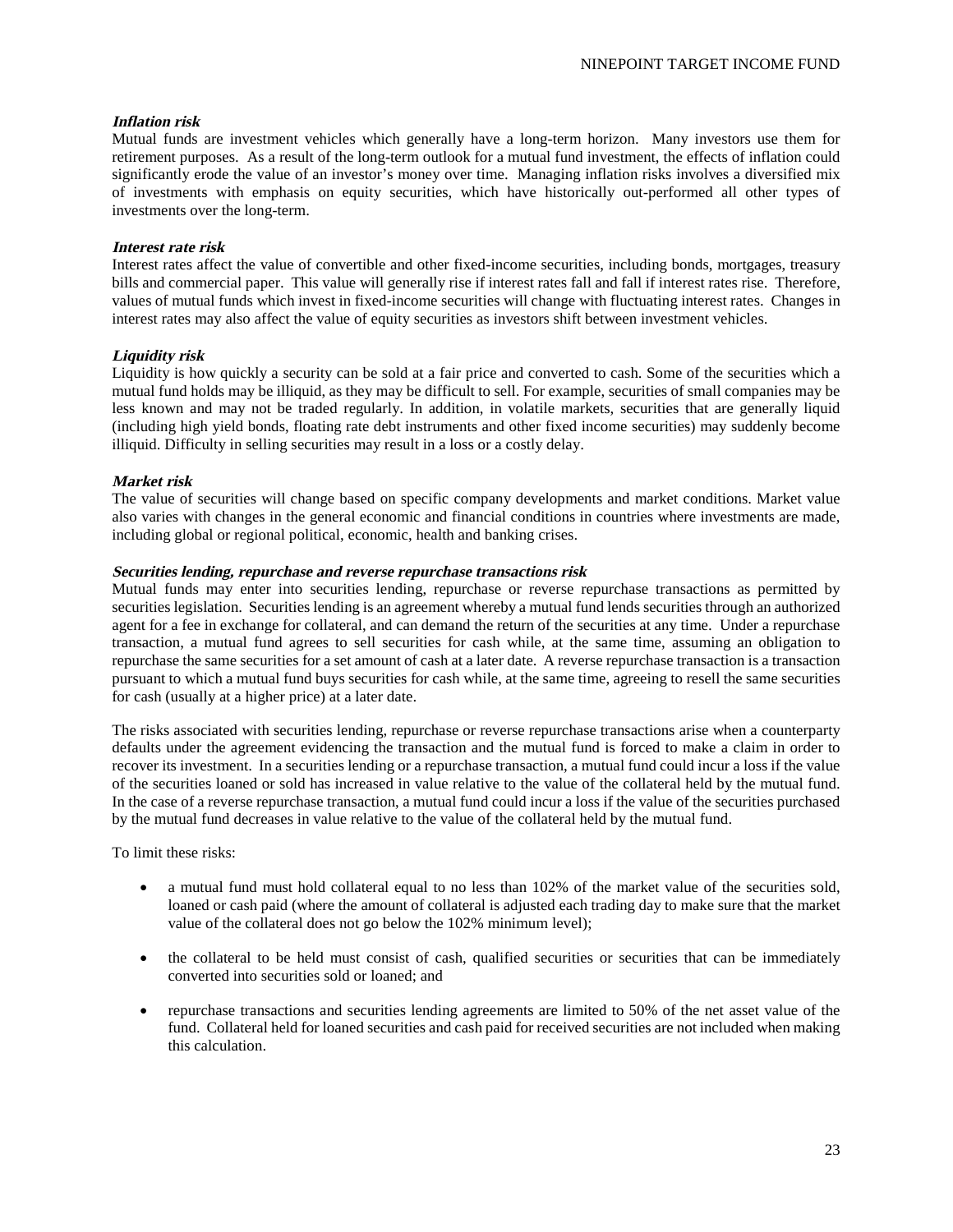***Inflation risk***

Mutual funds are investment vehicles which generally have a long-term horizon. Many investors use them for retirement purposes. As a result of the long-term outlook for a mutual fund investment, the effects of inflation could significantly erode the value of an investor's money over time. Managing inflation risks involves a diversified mix of investments with emphasis on equity securities, which have historically out-performed all other types of investments over the long-term.

***Interest rate risk***

Interest rates affect the value of convertible and other fixed-income securities, including bonds, mortgages, treasury bills and commercial paper. This value will generally rise if interest rates fall and fall if interest rates rise. Therefore, values of mutual funds which invest in fixed-income securities will change with fluctuating interest rates. Changes in interest rates may also affect the value of equity securities as investors shift between investment vehicles.

***Liquidity risk***

Liquidity is how quickly a security can be sold at a fair price and converted to cash. Some of the securities which a mutual fund holds may be illiquid, as they may be difficult to sell. For example, securities of small companies may be less known and may not be traded regularly. In addition, in volatile markets, securities that are generally liquid (including high yield bonds, floating rate debt instruments and other fixed income securities) may suddenly become illiquid. Difficulty in selling securities may result in a loss or a costly delay.

***Market risk***

The value of securities will change based on specific company developments and market conditions. Market value also varies with changes in the general economic and financial conditions in countries where investments are made, including global or regional political, economic, health and banking crises.

***Securities lending, repurchase and reverse repurchase transactions risk***

Mutual funds may enter into securities lending, repurchase or reverse repurchase transactions as permitted by securities legislation. Securities lending is an agreement whereby a mutual fund lends securities through an authorized agent for a fee in exchange for collateral, and can demand the return of the securities at any time. Under a repurchase transaction, a mutual fund agrees to sell securities for cash while, at the same time, assuming an obligation to repurchase the same securities for a set amount of cash at a later date. A reverse repurchase transaction is a transaction pursuant to which a mutual fund buys securities for cash while, at the same time, agreeing to resell the same securities for cash (usually at a higher price) at a later date.

The risks associated with securities lending, repurchase or reverse repurchase transactions arise when a counterparty defaults under the agreement evidencing the transaction and the mutual fund is forced to make a claim in order to recover its investment. In a securities lending or a repurchase transaction, a mutual fund could incur a loss if the value of the securities loaned or sold has increased in value relative to the value of the collateral held by the mutual fund. In the case of a reverse repurchase transaction, a mutual fund could incur a loss if the value of the securities purchased by the mutual fund decreases in value relative to the value of the collateral held by the mutual fund.

To limit these risks:

- a mutual fund must hold collateral equal to no less than 102% of the market value of the securities sold, loaned or cash paid (where the amount of collateral is adjusted each trading day to make sure that the market value of the collateral does not go below the 102% minimum level);

- the collateral to be held must consist of cash, qualified securities or securities that can be immediately converted into securities sold or loaned; and

- repurchase transactions and securities lending agreements are limited to 50% of the net asset value of the fund. Collateral held for loaned securities and cash paid for received securities are not included when making this calculation.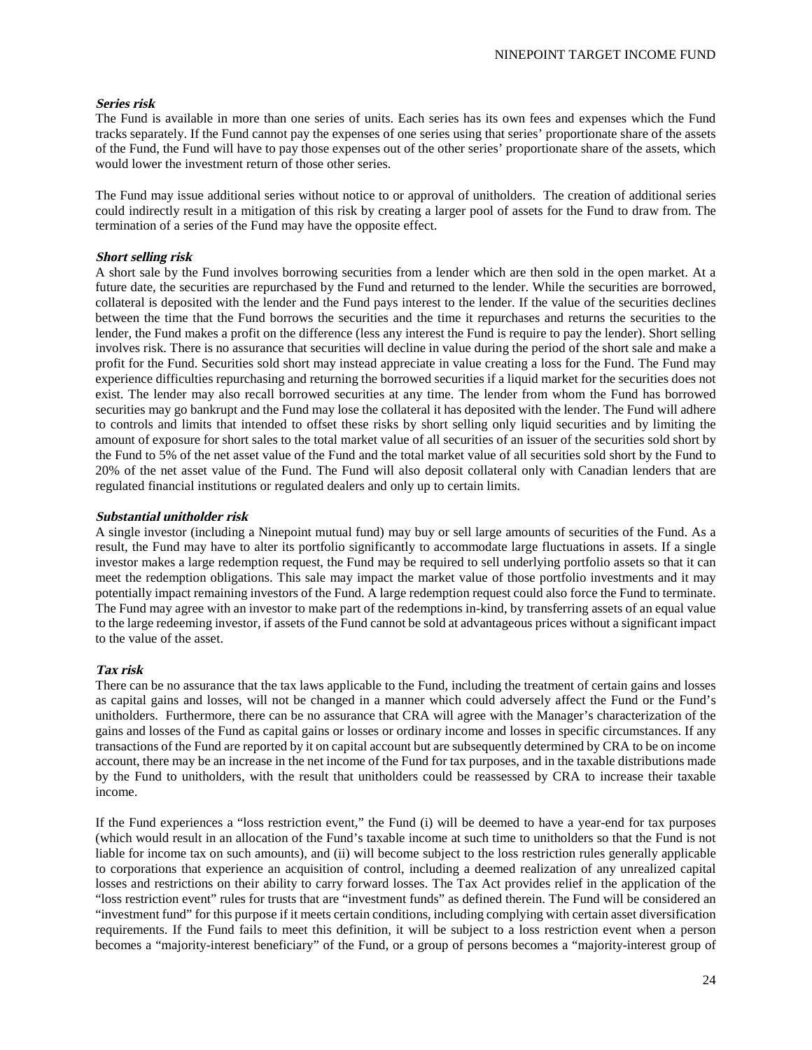***Series risk***
The Fund is available in more than one series of units. Each series has its own fees and expenses which the Fund tracks separately. If the Fund cannot pay the expenses of one series using that series' proportionate share of the assets of the Fund, the Fund will have to pay those expenses out of the other series' proportionate share of the assets, which would lower the investment return of those other series.

The Fund may issue additional series without notice to or approval of unitholders. The creation of additional series could indirectly result in a mitigation of this risk by creating a larger pool of assets for the Fund to draw from. The termination of a series of the Fund may have the opposite effect.

***Short selling risk***
A short sale by the Fund involves borrowing securities from a lender which are then sold in the open market. At a future date, the securities are repurchased by the Fund and returned to the lender. While the securities are borrowed, collateral is deposited with the lender and the Fund pays interest to the lender. If the value of the securities declines between the time that the Fund borrows the securities and the time it repurchases and returns the securities to the lender, the Fund makes a profit on the difference (less any interest the Fund is require to pay the lender). Short selling involves risk. There is no assurance that securities will decline in value during the period of the short sale and make a profit for the Fund. Securities sold short may instead appreciate in value creating a loss for the Fund. The Fund may experience difficulties repurchasing and returning the borrowed securities if a liquid market for the securities does not exist. The lender may also recall borrowed securities at any time. The lender from whom the Fund has borrowed securities may go bankrupt and the Fund may lose the collateral it has deposited with the lender. The Fund will adhere to controls and limits that intended to offset these risks by short selling only liquid securities and by limiting the amount of exposure for short sales to the total market value of all securities of an issuer of the securities sold short by the Fund to 5% of the net asset value of the Fund and the total market value of all securities sold short by the Fund to 20% of the net asset value of the Fund. The Fund will also deposit collateral only with Canadian lenders that are regulated financial institutions or regulated dealers and only up to certain limits.

***Substantial unitholder risk***
A single investor (including a Ninepoint mutual fund) may buy or sell large amounts of securities of the Fund. As a result, the Fund may have to alter its portfolio significantly to accommodate large fluctuations in assets. If a single investor makes a large redemption request, the Fund may be required to sell underlying portfolio assets so that it can meet the redemption obligations. This sale may impact the market value of those portfolio investments and it may potentially impact remaining investors of the Fund. A large redemption request could also force the Fund to terminate. The Fund may agree with an investor to make part of the redemptions in-kind, by transferring assets of an equal value to the large redeeming investor, if assets of the Fund cannot be sold at advantageous prices without a significant impact to the value of the asset.

***Tax risk***
There can be no assurance that the tax laws applicable to the Fund, including the treatment of certain gains and losses as capital gains and losses, will not be changed in a manner which could adversely affect the Fund or the Fund's unitholders. Furthermore, there can be no assurance that CRA will agree with the Manager's characterization of the gains and losses of the Fund as capital gains or losses or ordinary income and losses in specific circumstances. If any transactions of the Fund are reported by it on capital account but are subsequently determined by CRA to be on income account, there may be an increase in the net income of the Fund for tax purposes, and in the taxable distributions made by the Fund to unitholders, with the result that unitholders could be reassessed by CRA to increase their taxable income.

If the Fund experiences a "loss restriction event," the Fund (i) will be deemed to have a year-end for tax purposes (which would result in an allocation of the Fund's taxable income at such time to unitholders so that the Fund is not liable for income tax on such amounts), and (ii) will become subject to the loss restriction rules generally applicable to corporations that experience an acquisition of control, including a deemed realization of any unrealized capital losses and restrictions on their ability to carry forward losses. The Tax Act provides relief in the application of the "loss restriction event" rules for trusts that are "investment funds" as defined therein. The Fund will be considered an "investment fund" for this purpose if it meets certain conditions, including complying with certain asset diversification requirements. If the Fund fails to meet this definition, it will be subject to a loss restriction event when a person becomes a "majority-interest beneficiary" of the Fund, or a group of persons becomes a "majority-interest group of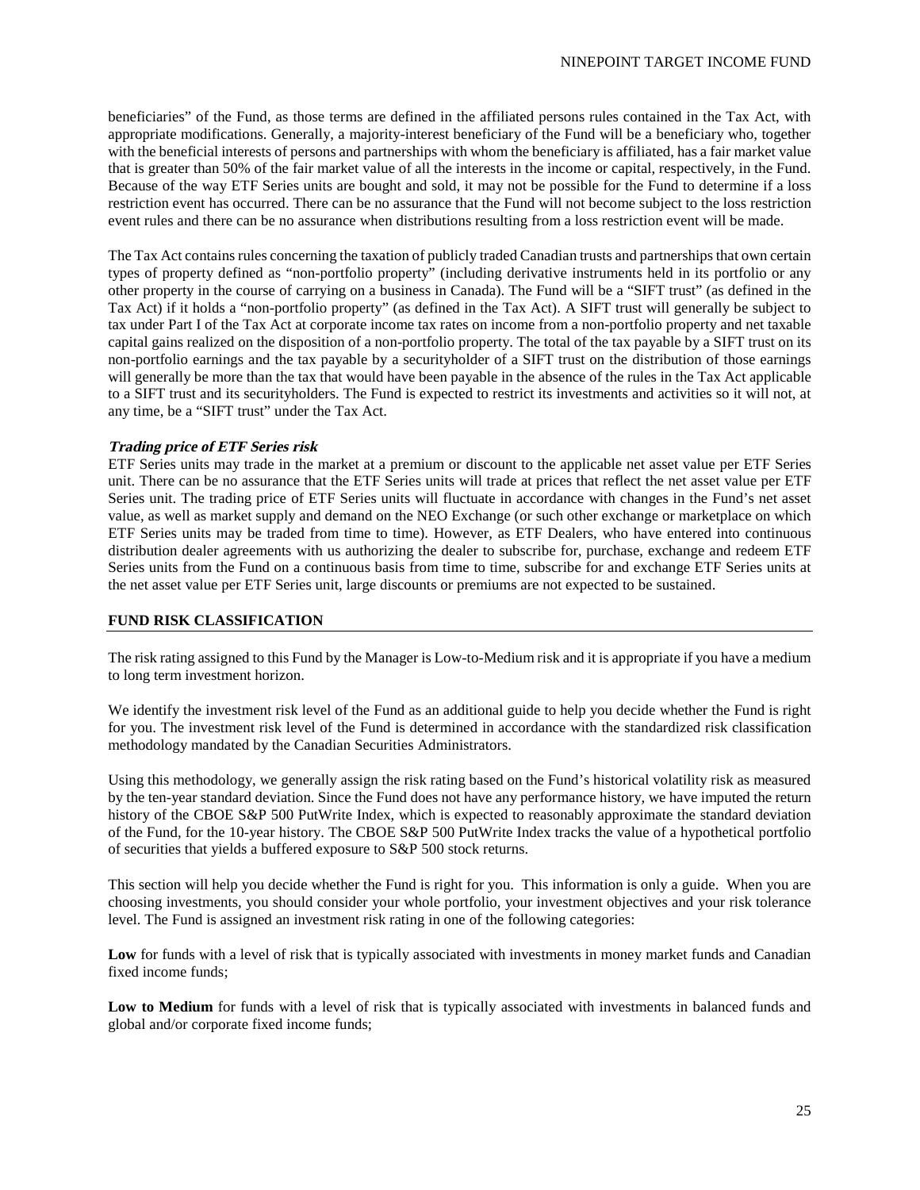beneficiaries" of the Fund, as those terms are defined in the affiliated persons rules contained in the Tax Act, with appropriate modifications. Generally, a majority-interest beneficiary of the Fund will be a beneficiary who, together with the beneficial interests of persons and partnerships with whom the beneficiary is affiliated, has a fair market value that is greater than 50% of the fair market value of all the interests in the income or capital, respectively, in the Fund. Because of the way ETF Series units are bought and sold, it may not be possible for the Fund to determine if a loss restriction event has occurred. There can be no assurance that the Fund will not become subject to the loss restriction event rules and there can be no assurance when distributions resulting from a loss restriction event will be made.

The Tax Act contains rules concerning the taxation of publicly traded Canadian trusts and partnerships that own certain types of property defined as "non-portfolio property" (including derivative instruments held in its portfolio or any other property in the course of carrying on a business in Canada). The Fund will be a "SIFT trust" (as defined in the Tax Act) if it holds a "non-portfolio property" (as defined in the Tax Act). A SIFT trust will generally be subject to tax under Part I of the Tax Act at corporate income tax rates on income from a non-portfolio property and net taxable capital gains realized on the disposition of a non-portfolio property. The total of the tax payable by a SIFT trust on its non-portfolio earnings and the tax payable by a securityholder of a SIFT trust on the distribution of those earnings will generally be more than the tax that would have been payable in the absence of the rules in the Tax Act applicable to a SIFT trust and its securityholders. The Fund is expected to restrict its investments and activities so it will not, at any time, be a "SIFT trust" under the Tax Act.

***Trading price of ETF Series risk***

ETF Series units may trade in the market at a premium or discount to the applicable net asset value per ETF Series unit. There can be no assurance that the ETF Series units will trade at prices that reflect the net asset value per ETF Series unit. The trading price of ETF Series units will fluctuate in accordance with changes in the Fund's net asset value, as well as market supply and demand on the NEO Exchange (or such other exchange or marketplace on which ETF Series units may be traded from time to time). However, as ETF Dealers, who have entered into continuous distribution dealer agreements with us authorizing the dealer to subscribe for, purchase, exchange and redeem ETF Series units from the Fund on a continuous basis from time to time, subscribe for and exchange ETF Series units at the net asset value per ETF Series unit, large discounts or premiums are not expected to be sustained.

## FUND RISK CLASSIFICATION

The risk rating assigned to this Fund by the Manager is Low-to-Medium risk and it is appropriate if you have a medium to long term investment horizon.

We identify the investment risk level of the Fund as an additional guide to help you decide whether the Fund is right for you. The investment risk level of the Fund is determined in accordance with the standardized risk classification methodology mandated by the Canadian Securities Administrators.

Using this methodology, we generally assign the risk rating based on the Fund's historical volatility risk as measured by the ten-year standard deviation. Since the Fund does not have any performance history, we have imputed the return history of the CBOE S&P 500 PutWrite Index, which is expected to reasonably approximate the standard deviation of the Fund, for the 10-year history. The CBOE S&P 500 PutWrite Index tracks the value of a hypothetical portfolio of securities that yields a buffered exposure to S&P 500 stock returns.

This section will help you decide whether the Fund is right for you. This information is only a guide. When you are choosing investments, you should consider your whole portfolio, your investment objectives and your risk tolerance level. The Fund is assigned an investment risk rating in one of the following categories:

**Low** for funds with a level of risk that is typically associated with investments in money market funds and Canadian fixed income funds;

**Low to Medium** for funds with a level of risk that is typically associated with investments in balanced funds and global and/or corporate fixed income funds;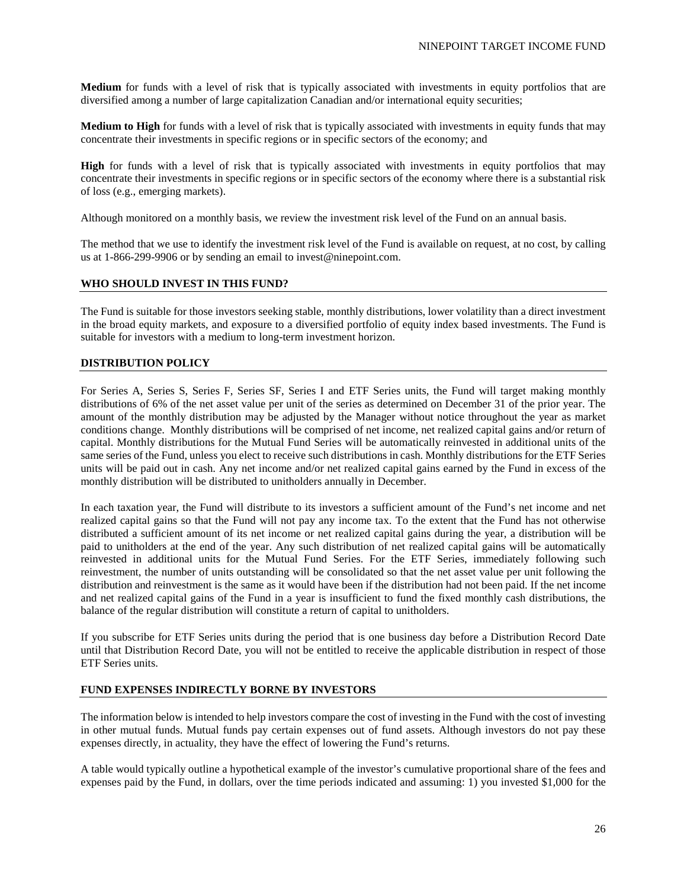**Medium** for funds with a level of risk that is typically associated with investments in equity portfolios that are diversified among a number of large capitalization Canadian and/or international equity securities;

**Medium to High** for funds with a level of risk that is typically associated with investments in equity funds that may concentrate their investments in specific regions or in specific sectors of the economy; and

**High** for funds with a level of risk that is typically associated with investments in equity portfolios that may concentrate their investments in specific regions or in specific sectors of the economy where there is a substantial risk of loss (e.g., emerging markets).

Although monitored on a monthly basis, we review the investment risk level of the Fund on an annual basis.

The method that we use to identify the investment risk level of the Fund is available on request, at no cost, by calling us at 1-866-299-9906 or by sending an email to invest@ninepoint.com.

## WHO SHOULD INVEST IN THIS FUND?

The Fund is suitable for those investors seeking stable, monthly distributions, lower volatility than a direct investment in the broad equity markets, and exposure to a diversified portfolio of equity index based investments. The Fund is suitable for investors with a medium to long-term investment horizon.

## DISTRIBUTION POLICY

For Series A, Series S, Series F, Series SF, Series I and ETF Series units, the Fund will target making monthly distributions of 6% of the net asset value per unit of the series as determined on December 31 of the prior year. The amount of the monthly distribution may be adjusted by the Manager without notice throughout the year as market conditions change. Monthly distributions will be comprised of net income, net realized capital gains and/or return of capital. Monthly distributions for the Mutual Fund Series will be automatically reinvested in additional units of the same series of the Fund, unless you elect to receive such distributions in cash. Monthly distributions for the ETF Series units will be paid out in cash. Any net income and/or net realized capital gains earned by the Fund in excess of the monthly distribution will be distributed to unitholders annually in December.

In each taxation year, the Fund will distribute to its investors a sufficient amount of the Fund's net income and net realized capital gains so that the Fund will not pay any income tax. To the extent that the Fund has not otherwise distributed a sufficient amount of its net income or net realized capital gains during the year, a distribution will be paid to unitholders at the end of the year. Any such distribution of net realized capital gains will be automatically reinvested in additional units for the Mutual Fund Series. For the ETF Series, immediately following such reinvestment, the number of units outstanding will be consolidated so that the net asset value per unit following the distribution and reinvestment is the same as it would have been if the distribution had not been paid. If the net income and net realized capital gains of the Fund in a year is insufficient to fund the fixed monthly cash distributions, the balance of the regular distribution will constitute a return of capital to unitholders.

If you subscribe for ETF Series units during the period that is one business day before a Distribution Record Date until that Distribution Record Date, you will not be entitled to receive the applicable distribution in respect of those ETF Series units.

## FUND EXPENSES INDIRECTLY BORNE BY INVESTORS

The information below is intended to help investors compare the cost of investing in the Fund with the cost of investing in other mutual funds. Mutual funds pay certain expenses out of fund assets. Although investors do not pay these expenses directly, in actuality, they have the effect of lowering the Fund's returns.

A table would typically outline a hypothetical example of the investor's cumulative proportional share of the fees and expenses paid by the Fund, in dollars, over the time periods indicated and assuming: 1) you invested $1,000 for the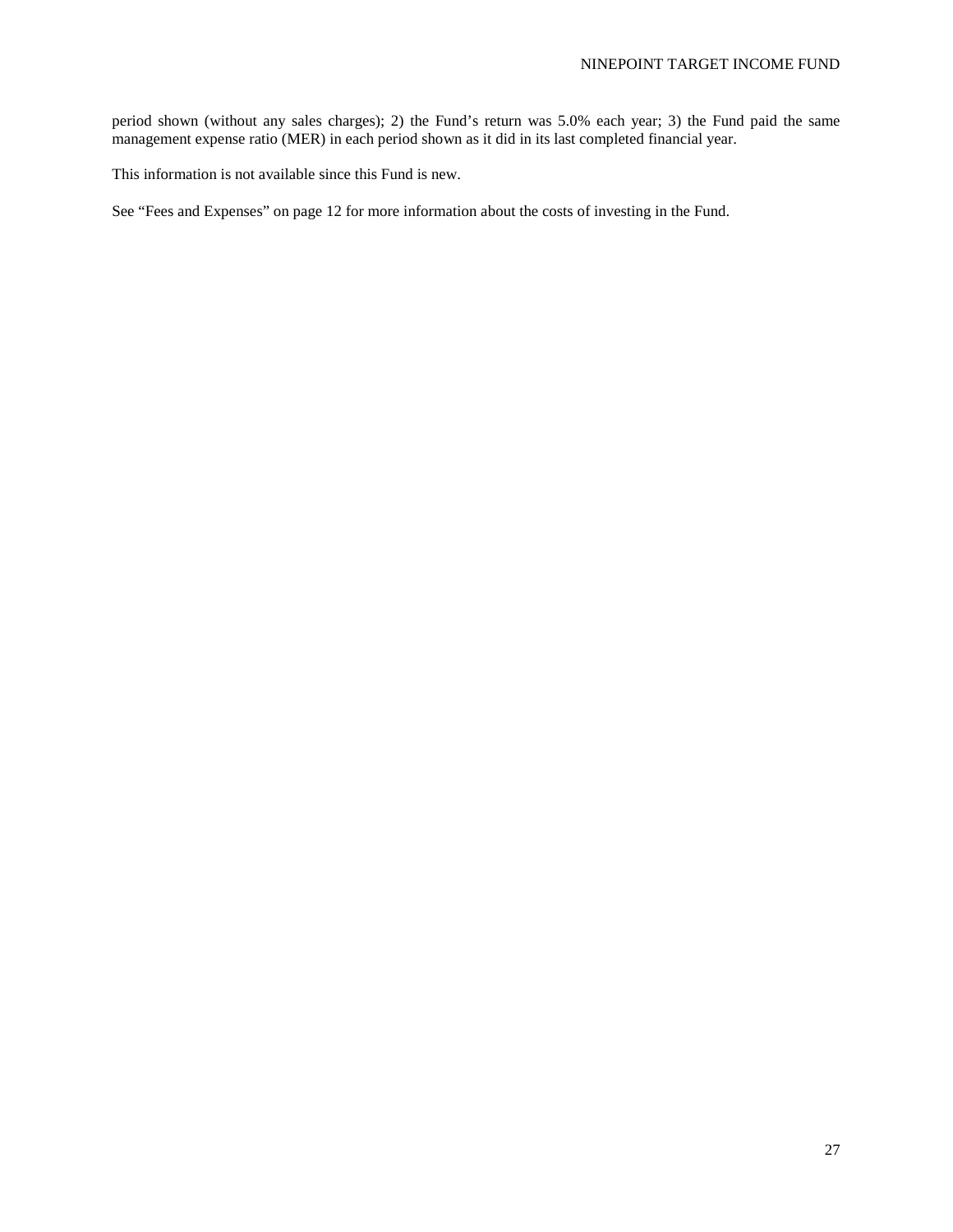period shown (without any sales charges); 2) the Fund's return was 5.0% each year; 3) the Fund paid the same management expense ratio (MER) in each period shown as it did in its last completed financial year.

This information is not available since this Fund is new.

See "Fees and Expenses" on page 12 for more information about the costs of investing in the Fund.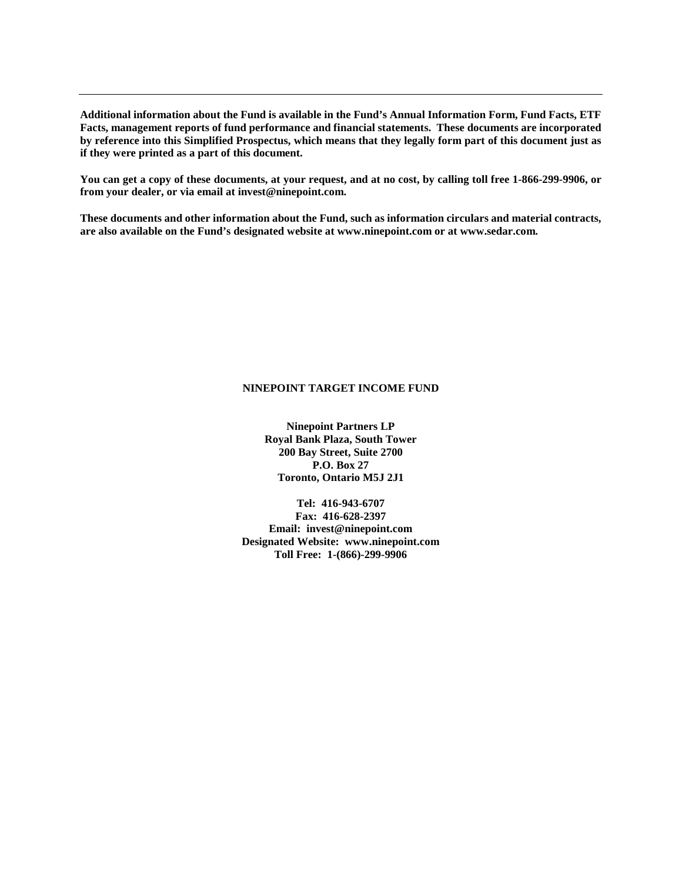**Additional information about the Fund is available in the Fund's Annual Information Form, Fund Facts, ETF Facts, management reports of fund performance and financial statements. These documents are incorporated by reference into this Simplified Prospectus, which means that they legally form part of this document just as if they were printed as a part of this document.**

**You can get a copy of these documents, at your request, and at no cost, by calling toll free 1-866-299-9906, or from your dealer, or via email at invest@ninepoint.com.**

**These documents and other information about the Fund, such as information circulars and material contracts, are also available on the Fund's designated website at www.ninepoint.com or at www.sedar.com.**

**NINEPOINT TARGET INCOME FUND**

**Ninepoint Partners LP**
**Royal Bank Plaza, South Tower**
**200 Bay Street, Suite 2700**
**P.O. Box 27**
**Toronto, Ontario M5J 2J1**

**Tel: 416-943-6707**
**Fax: 416-628-2397**
**Email: invest@ninepoint.com**
**Designated Website: www.ninepoint.com**
**Toll Free: 1-(866)-299-9906**